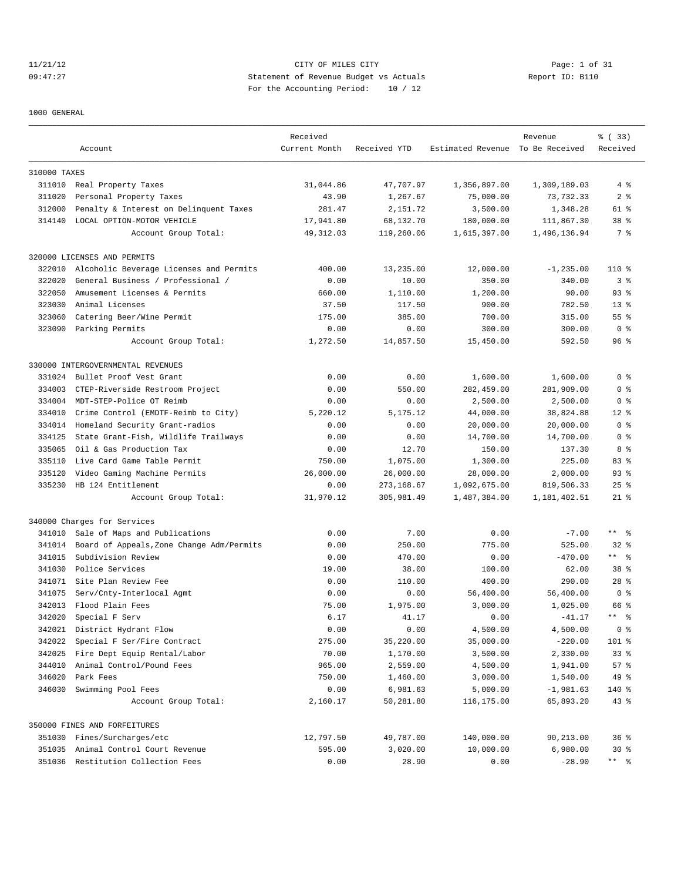11/21/12 CITY OF MILES CITY
09:47:27 Statement of Revenue Budget vs Actuals Report ID: B110
For the Accounting Period: 10 / 12

1000 GENERAL

| Account | | Received Current Month | Received YTD | Estimated Revenue | Revenue To Be Received | % ( 33) Received |
|---|---|---|---|---|---|---|
| 310000 TAXES | | | | | | |
| 311010 | Real Property Taxes | 31,044.86 | 47,707.97 | 1,356,897.00 | 1,309,189.03 | 4 % |
| 311020 | Personal Property Taxes | 43.90 | 1,267.67 | 75,000.00 | 73,732.33 | 2 % |
| 312000 | Penalty & Interest on Delinquent Taxes | 281.47 | 2,151.72 | 3,500.00 | 1,348.28 | 61 % |
| 314140 | LOCAL OPTION-MOTOR VEHICLE | 17,941.80 | 68,132.70 | 180,000.00 | 111,867.30 | 38 % |
| | Account Group Total: | 49,312.03 | 119,260.06 | 1,615,397.00 | 1,496,136.94 | 7 % |
| 320000 LICENSES AND PERMITS | | | | | | |
| 322010 | Alcoholic Beverage Licenses and Permits | 400.00 | 13,235.00 | 12,000.00 | -1,235.00 | 110 % |
| 322020 | General Business / Professional / | 0.00 | 10.00 | 350.00 | 340.00 | 3 % |
| 322050 | Amusement Licenses & Permits | 660.00 | 1,110.00 | 1,200.00 | 90.00 | 93 % |
| 323030 | Animal Licenses | 37.50 | 117.50 | 900.00 | 782.50 | 13 % |
| 323060 | Catering Beer/Wine Permit | 175.00 | 385.00 | 700.00 | 315.00 | 55 % |
| 323090 | Parking Permits | 0.00 | 0.00 | 300.00 | 300.00 | 0 % |
| | Account Group Total: | 1,272.50 | 14,857.50 | 15,450.00 | 592.50 | 96 % |
| 330000 INTERGOVERNMENTAL REVENUES | | | | | | |
| 331024 | Bullet Proof Vest Grant | 0.00 | 0.00 | 1,600.00 | 1,600.00 | 0 % |
| 334003 | CTEP-Riverside Restroom Project | 0.00 | 550.00 | 282,459.00 | 281,909.00 | 0 % |
| 334004 | MDT-STEP-Police OT Reimb | 0.00 | 0.00 | 2,500.00 | 2,500.00 | 0 % |
| 334010 | Crime Control (EMDTF-Reimb to City) | 5,220.12 | 5,175.12 | 44,000.00 | 38,824.88 | 12 % |
| 334014 | Homeland Security Grant-radios | 0.00 | 0.00 | 20,000.00 | 20,000.00 | 0 % |
| 334125 | State Grant-Fish, Wildlife Trailways | 0.00 | 0.00 | 14,700.00 | 14,700.00 | 0 % |
| 335065 | Oil & Gas Production Tax | 0.00 | 12.70 | 150.00 | 137.30 | 8 % |
| 335110 | Live Card Game Table Permit | 750.00 | 1,075.00 | 1,300.00 | 225.00 | 83 % |
| 335120 | Video Gaming Machine Permits | 26,000.00 | 26,000.00 | 28,000.00 | 2,000.00 | 93 % |
| 335230 | HB 124 Entitlement | 0.00 | 273,168.67 | 1,092,675.00 | 819,506.33 | 25 % |
| | Account Group Total: | 31,970.12 | 305,981.49 | 1,487,384.00 | 1,181,402.51 | 21 % |
| 340000 Charges for Services | | | | | | |
| 341010 | Sale of Maps and Publications | 0.00 | 7.00 | 0.00 | -7.00 | ** % |
| 341014 | Board of Appeals,Zone Change Adm/Permits | 0.00 | 250.00 | 775.00 | 525.00 | 32 % |
| 341015 | Subdivision Review | 0.00 | 470.00 | 0.00 | -470.00 | ** % |
| 341030 | Police Services | 19.00 | 38.00 | 100.00 | 62.00 | 38 % |
| 341071 | Site Plan Review Fee | 0.00 | 110.00 | 400.00 | 290.00 | 28 % |
| 341075 | Serv/Cnty-Interlocal Agmt | 0.00 | 0.00 | 56,400.00 | 56,400.00 | 0 % |
| 342013 | Flood Plain Fees | 75.00 | 1,975.00 | 3,000.00 | 1,025.00 | 66 % |
| 342020 | Special F Serv | 6.17 | 41.17 | 0.00 | -41.17 | ** % |
| 342021 | District Hydrant Flow | 0.00 | 0.00 | 4,500.00 | 4,500.00 | 0 % |
| 342022 | Special F Ser/Fire Contract | 275.00 | 35,220.00 | 35,000.00 | -220.00 | 101 % |
| 342025 | Fire Dept Equip Rental/Labor | 70.00 | 1,170.00 | 3,500.00 | 2,330.00 | 33 % |
| 344010 | Animal Control/Pound Fees | 965.00 | 2,559.00 | 4,500.00 | 1,941.00 | 57 % |
| 346020 | Park Fees | 750.00 | 1,460.00 | 3,000.00 | 1,540.00 | 49 % |
| 346030 | Swimming Pool Fees | 0.00 | 6,981.63 | 5,000.00 | -1,981.63 | 140 % |
| | Account Group Total: | 2,160.17 | 50,281.80 | 116,175.00 | 65,893.20 | 43 % |
| 350000 FINES AND FORFEITURES | | | | | | |
| 351030 | Fines/Surcharges/etc | 12,797.50 | 49,787.00 | 140,000.00 | 90,213.00 | 36 % |
| 351035 | Animal Control Court Revenue | 595.00 | 3,020.00 | 10,000.00 | 6,980.00 | 30 % |
| 351036 | Restitution Collection Fees | 0.00 | 28.90 | 0.00 | -28.90 | ** % |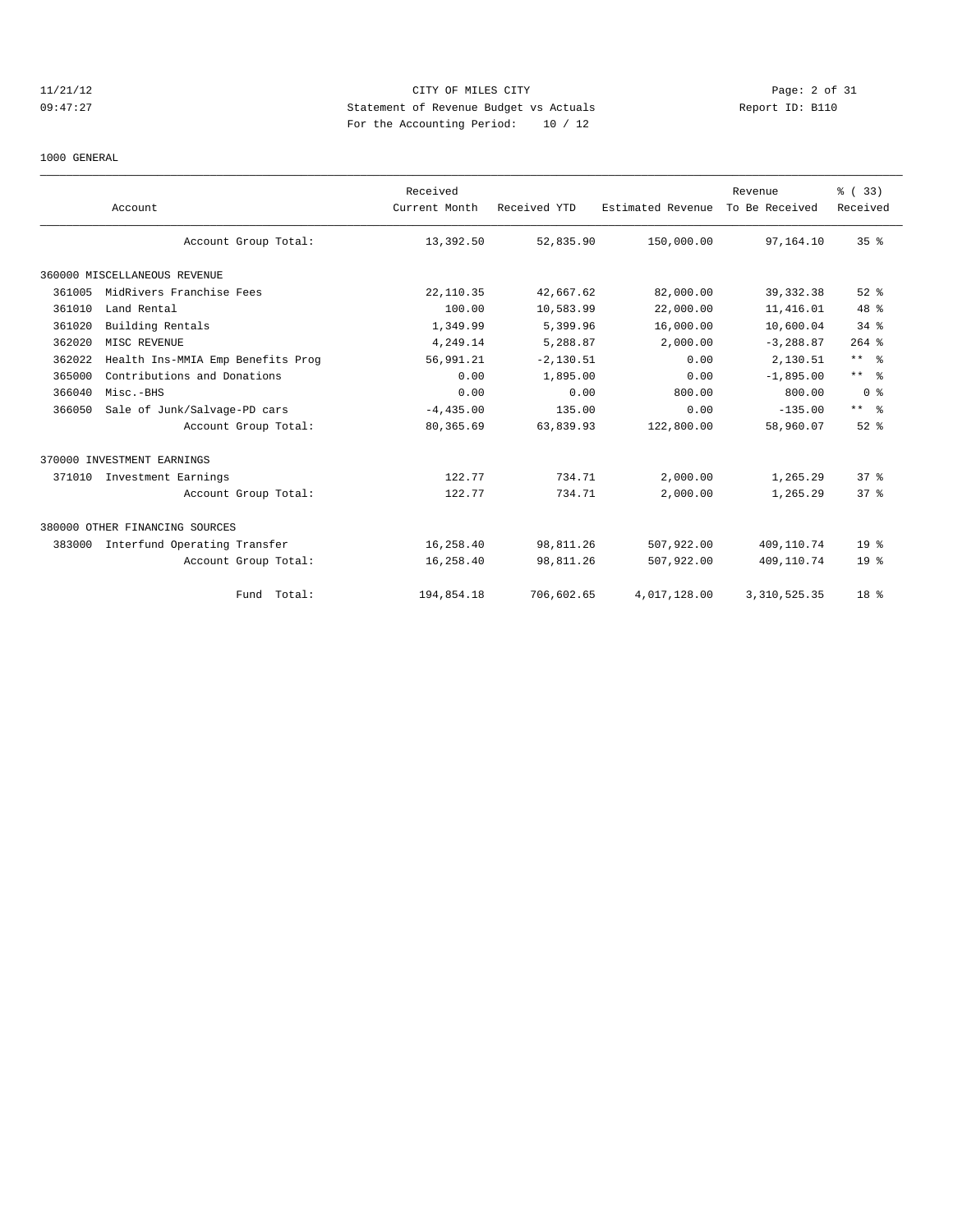CITY OF MILES CITY
Statement of Revenue Budget vs Actuals
For the Accounting Period: 10 / 12

1000 GENERAL

| Account | | Received Current Month | Received YTD | Estimated Revenue | Revenue To Be Received | % ( 33) Received |
|---|---|---|---|---|---|---|
| | Account Group Total: | 13,392.50 | 52,835.90 | 150,000.00 | 97,164.10 | 35 % |
| 360000 MISCELLANEOUS REVENUE | | | | | | |
| 361005 | MidRivers Franchise Fees | 22,110.35 | 42,667.62 | 82,000.00 | 39,332.38 | 52 % |
| 361010 | Land Rental | 100.00 | 10,583.99 | 22,000.00 | 11,416.01 | 48 % |
| 361020 | Building Rentals | 1,349.99 | 5,399.96 | 16,000.00 | 10,600.04 | 34 % |
| 362020 | MISC REVENUE | 4,249.14 | 5,288.87 | 2,000.00 | -3,288.87 | 264 % |
| 362022 | Health Ins-MMIA Emp Benefits Prog | 56,991.21 | -2,130.51 | 0.00 | 2,130.51 | ** % |
| 365000 | Contributions and Donations | 0.00 | 1,895.00 | 0.00 | -1,895.00 | ** % |
| 366040 | Misc.-BHS | 0.00 | 0.00 | 800.00 | 800.00 | 0 % |
| 366050 | Sale of Junk/Salvage-PD cars | -4,435.00 | 135.00 | 0.00 | -135.00 | ** % |
| | Account Group Total: | 80,365.69 | 63,839.93 | 122,800.00 | 58,960.07 | 52 % |
| 370000 INVESTMENT EARNINGS | | | | | | |
| 371010 | Investment Earnings | 122.77 | 734.71 | 2,000.00 | 1,265.29 | 37 % |
| | Account Group Total: | 122.77 | 734.71 | 2,000.00 | 1,265.29 | 37 % |
| 380000 OTHER FINANCING SOURCES | | | | | | |
| 383000 | Interfund Operating Transfer | 16,258.40 | 98,811.26 | 507,922.00 | 409,110.74 | 19 % |
| | Account Group Total: | 16,258.40 | 98,811.26 | 507,922.00 | 409,110.74 | 19 % |
| | Fund Total: | 194,854.18 | 706,602.65 | 4,017,128.00 | 3,310,525.35 | 18 % |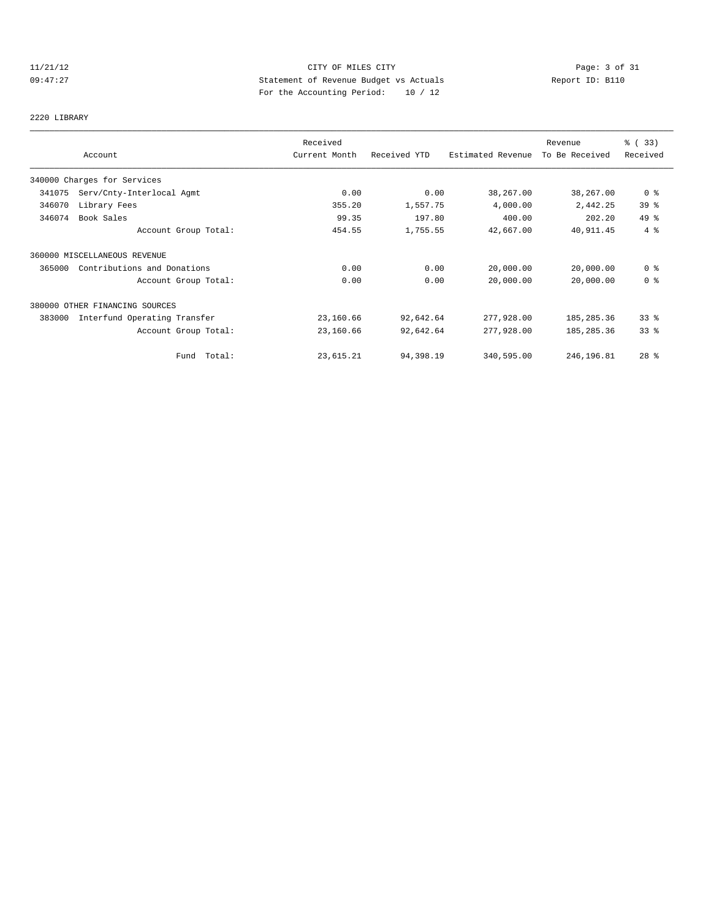CITY OF MILES CITY

Statement of Revenue Budget vs Actuals

For the Accounting Period: 10 / 12

11/21/12 09:47:27 — Report ID: B110

## 2220 LIBRARY

| Account | Received Current Month | Received YTD | Estimated Revenue | Revenue To Be Received | % ( 33) Received |
|---|---|---|---|---|---|
| 340000 Charges for Services | | | | | |
| 341075 Serv/Cnty-Interlocal Agmt | 0.00 | 0.00 | 38,267.00 | 38,267.00 | 0 % |
| 346070 Library Fees | 355.20 | 1,557.75 | 4,000.00 | 2,442.25 | 39 % |
| 346074 Book Sales | 99.35 | 197.80 | 400.00 | 202.20 | 49 % |
| Account Group Total: | 454.55 | 1,755.55 | 42,667.00 | 40,911.45 | 4 % |
| 360000 MISCELLANEOUS REVENUE | | | | | |
| 365000 Contributions and Donations | 0.00 | 0.00 | 20,000.00 | 20,000.00 | 0 % |
| Account Group Total: | 0.00 | 0.00 | 20,000.00 | 20,000.00 | 0 % |
| 380000 OTHER FINANCING SOURCES | | | | | |
| 383000 Interfund Operating Transfer | 23,160.66 | 92,642.64 | 277,928.00 | 185,285.36 | 33 % |
| Account Group Total: | 23,160.66 | 92,642.64 | 277,928.00 | 185,285.36 | 33 % |
| Fund Total: | 23,615.21 | 94,398.19 | 340,595.00 | 246,196.81 | 28 % |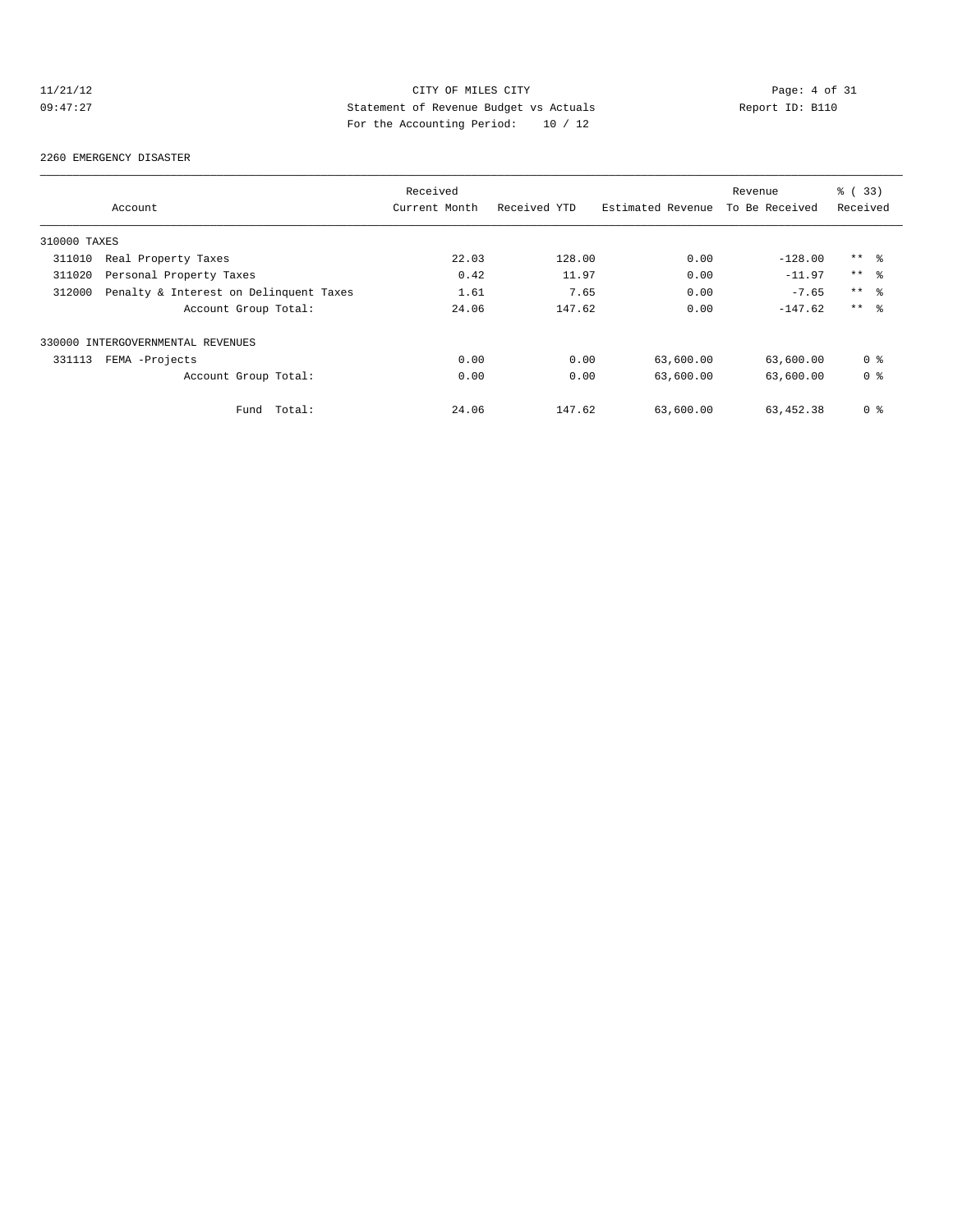11/21/12 CITY OF MILES CITY
09:47:27 Statement of Revenue Budget vs Actuals Report ID: B110
For the Accounting Period: 10 / 12

2260 EMERGENCY DISASTER

| Account | Received Current Month | Received YTD | Estimated Revenue | Revenue To Be Received | % ( 33) Received |
|---|---|---|---|---|---|
| 310000 TAXES | | | | | |
| 311010 Real Property Taxes | 22.03 | 128.00 | 0.00 | -128.00 | ** % |
| 311020 Personal Property Taxes | 0.42 | 11.97 | 0.00 | -11.97 | ** % |
| 312000 Penalty & Interest on Delinquent Taxes | 1.61 | 7.65 | 0.00 | -7.65 | ** % |
| Account Group Total: | 24.06 | 147.62 | 0.00 | -147.62 | ** % |
| 330000 INTERGOVERNMENTAL REVENUES | | | | | |
| 331113 FEMA -Projects | 0.00 | 0.00 | 63,600.00 | 63,600.00 | 0 % |
| Account Group Total: | 0.00 | 0.00 | 63,600.00 | 63,600.00 | 0 % |
| Fund Total: | 24.06 | 147.62 | 63,600.00 | 63,452.38 | 0 % |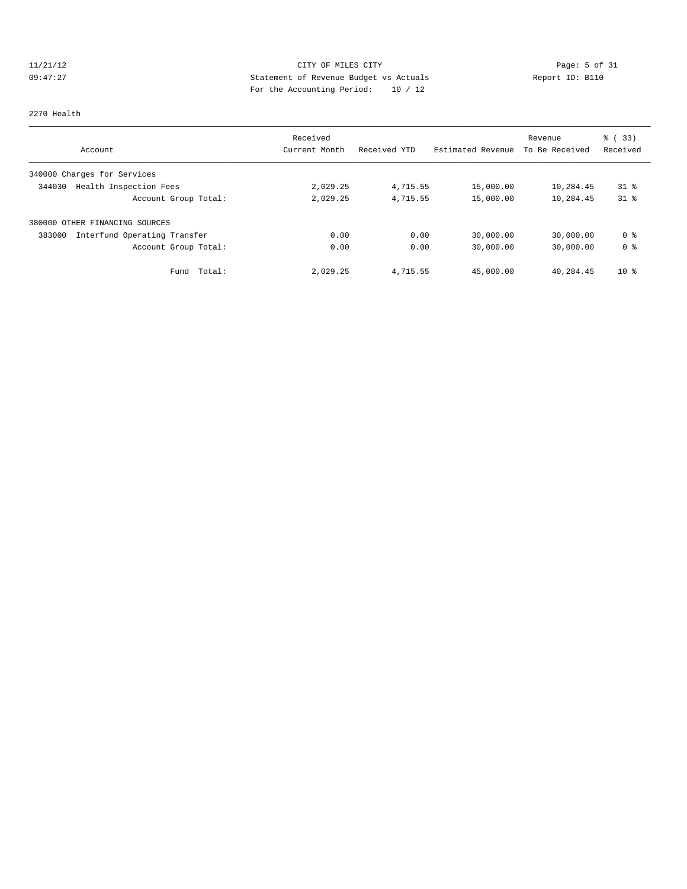CITY OF MILES CITY
Statement of Revenue Budget vs Actuals
For the Accounting Period: 10 / 12

11/21/12
09:47:27

Report ID: B110

2270 Health

| Account | Received Current Month | Received YTD | Estimated Revenue | Revenue To Be Received | % ( 33) Received |
|---|---|---|---|---|---|
| 340000 Charges for Services | | | | | |
| 344030 Health Inspection Fees | 2,029.25 | 4,715.55 | 15,000.00 | 10,284.45 | 31 % |
| Account Group Total: | 2,029.25 | 4,715.55 | 15,000.00 | 10,284.45 | 31 % |
| 380000 OTHER FINANCING SOURCES | | | | | |
| 383000 Interfund Operating Transfer | 0.00 | 0.00 | 30,000.00 | 30,000.00 | 0 % |
| Account Group Total: | 0.00 | 0.00 | 30,000.00 | 30,000.00 | 0 % |
| Fund Total: | 2,029.25 | 4,715.55 | 45,000.00 | 40,284.45 | 10 % |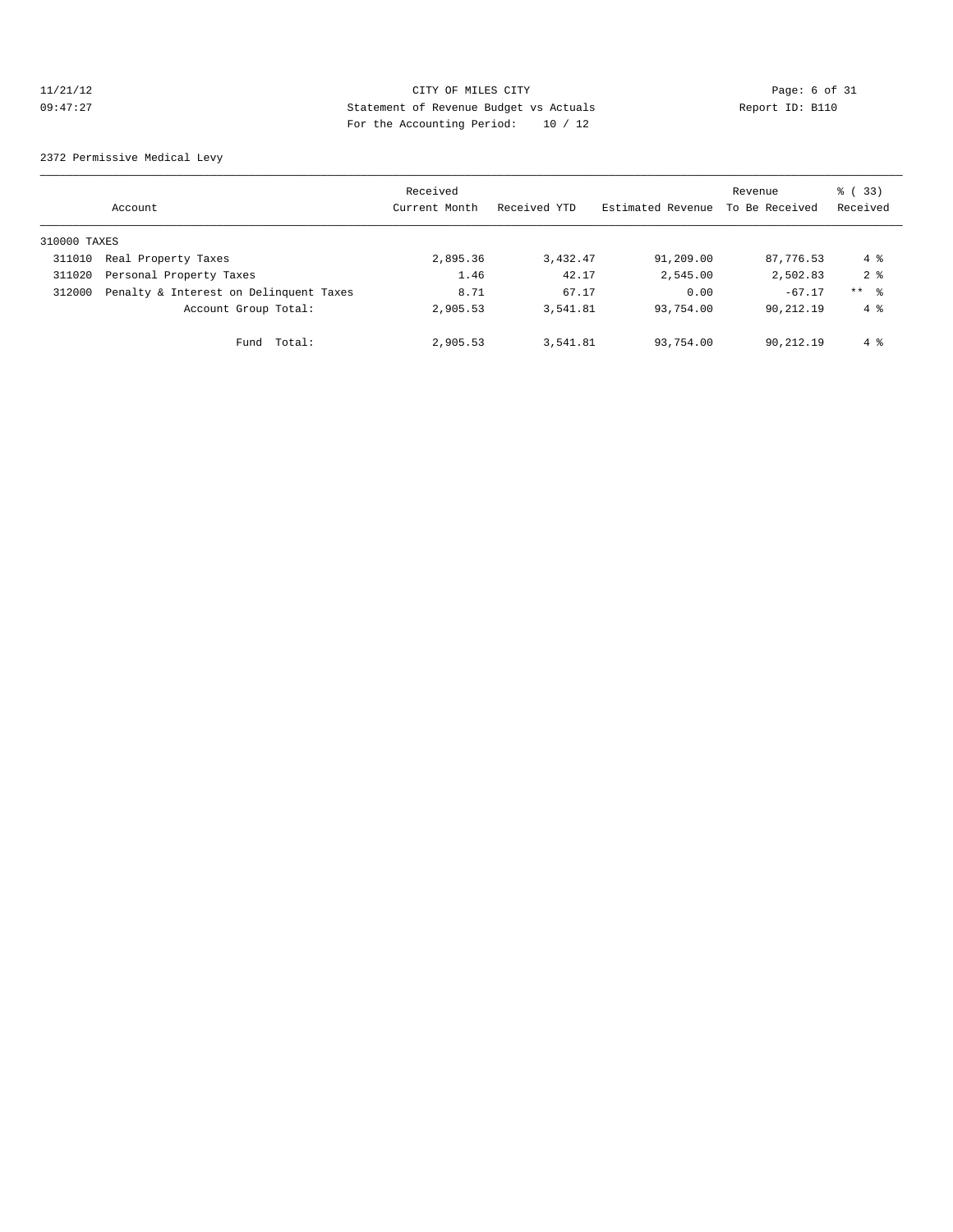CITY OF MILES CITY
Statement of Revenue Budget vs Actuals
For the Accounting Period: 10 / 12

11/21/12
09:47:27

Report ID: B110

2372 Permissive Medical Levy

| Account | | Received Current Month | Received YTD | Estimated Revenue | Revenue To Be Received | % ( 33) Received |
|---|---|---|---|---|---|---|
| 310000 TAXES | | | | | | |
| 311010 | Real Property Taxes | 2,895.36 | 3,432.47 | 91,209.00 | 87,776.53 | 4 % |
| 311020 | Personal Property Taxes | 1.46 | 42.17 | 2,545.00 | 2,502.83 | 2 % |
| 312000 | Penalty & Interest on Delinquent Taxes | 8.71 | 67.17 | 0.00 | -67.17 | ** % |
| | Account Group Total: | 2,905.53 | 3,541.81 | 93,754.00 | 90,212.19 | 4 % |
| | Fund Total: | 2,905.53 | 3,541.81 | 93,754.00 | 90,212.19 | 4 % |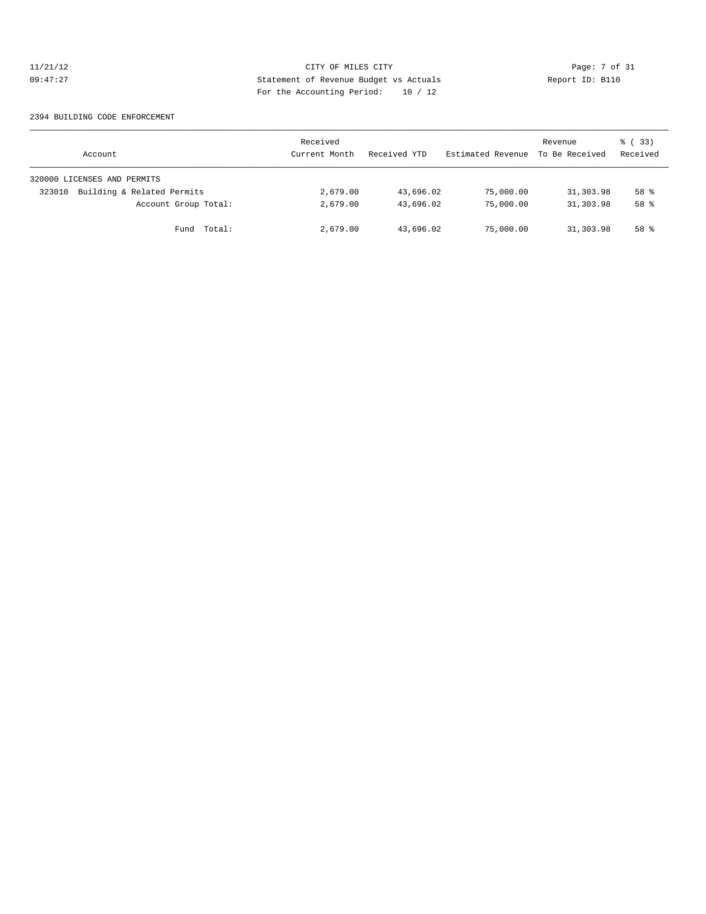CITY OF MILES CITY
Statement of Revenue Budget vs Actuals
For the Accounting Period: 10 / 12

11/21/12
09:47:27

Report ID: B110

2394 BUILDING CODE ENFORCEMENT

| Account | Received Current Month | Received YTD | Estimated Revenue | Revenue To Be Received | % ( 33) Received |
|---|---|---|---|---|---|
| 320000 LICENSES AND PERMITS | | | | | |
| 323010 Building & Related Permits | 2,679.00 | 43,696.02 | 75,000.00 | 31,303.98 | 58 % |
| Account Group Total: | 2,679.00 | 43,696.02 | 75,000.00 | 31,303.98 | 58 % |
| Fund Total: | 2,679.00 | 43,696.02 | 75,000.00 | 31,303.98 | 58 % |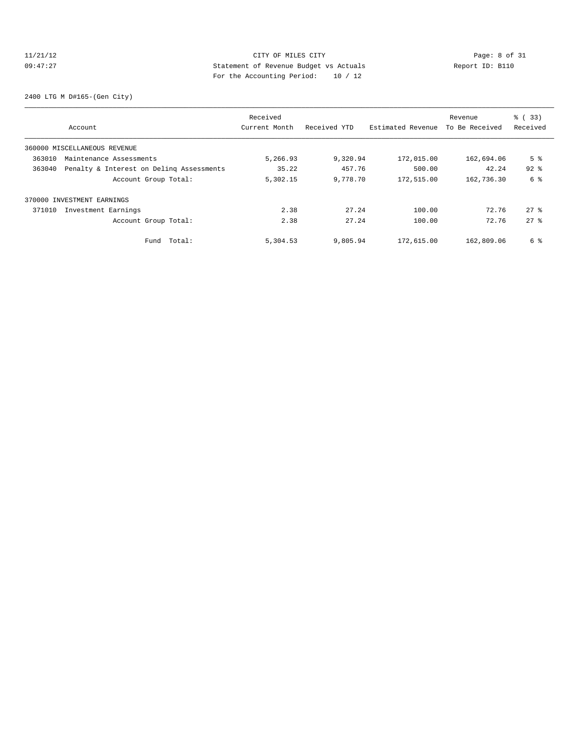CITY OF MILES CITY
Statement of Revenue Budget vs Actuals
For the Accounting Period: 10 / 12

11/21/12
09:47:27

Report ID: B110

2400 LTG M D#165-(Gen City)

| Account | Received Current Month | Received YTD | Estimated Revenue | Revenue To Be Received | % ( 33) Received |
|---|---|---|---|---|---|
| 360000 MISCELLANEOUS REVENUE | | | | | |
| 363010 Maintenance Assessments | 5,266.93 | 9,320.94 | 172,015.00 | 162,694.06 | 5 % |
| 363040 Penalty & Interest on Delinq Assessments | 35.22 | 457.76 | 500.00 | 42.24 | 92 % |
| Account Group Total: | 5,302.15 | 9,778.70 | 172,515.00 | 162,736.30 | 6 % |
| 370000 INVESTMENT EARNINGS | | | | | |
| 371010 Investment Earnings | 2.38 | 27.24 | 100.00 | 72.76 | 27 % |
| Account Group Total: | 2.38 | 27.24 | 100.00 | 72.76 | 27 % |
| Fund Total: | 5,304.53 | 9,805.94 | 172,615.00 | 162,809.06 | 6 % |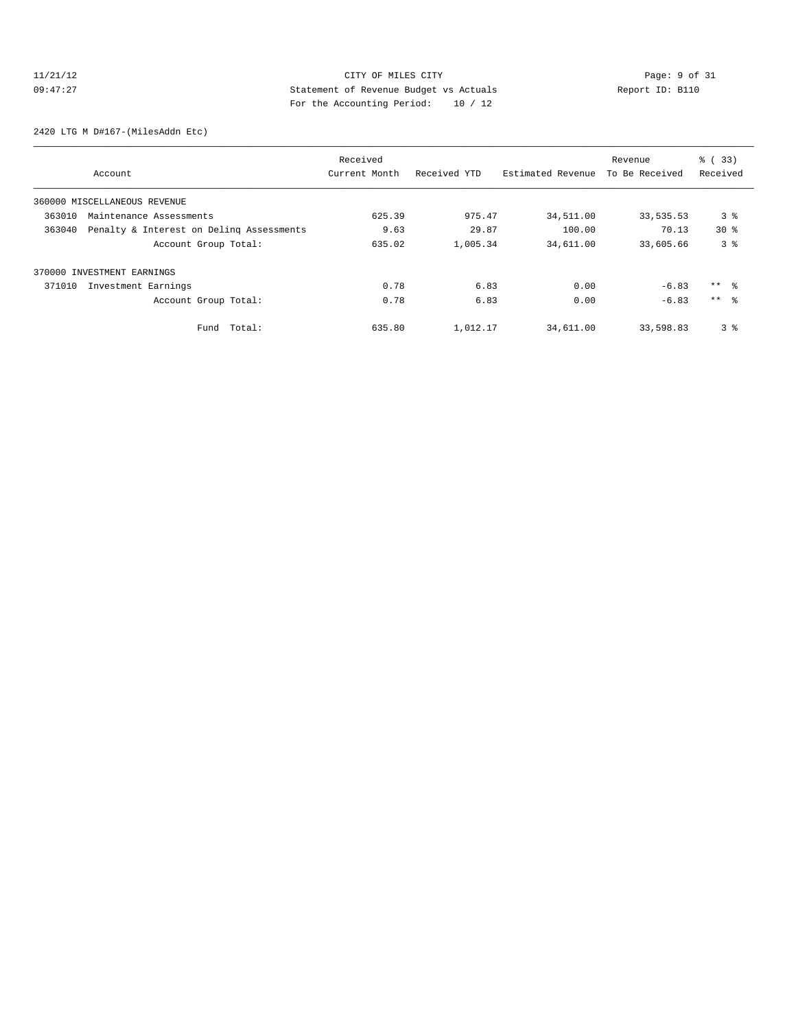CITY OF MILES CITY
Statement of Revenue Budget vs Actuals
For the Accounting Period: 10 / 12

11/21/12
09:47:27
Report ID: B110

2420 LTG M D#167-(MilesAddn Etc)

| Account | Received Current Month | Received YTD | Estimated Revenue | Revenue To Be Received | % ( 33) Received |
|---|---|---|---|---|---|
| 360000 MISCELLANEOUS REVENUE | | | | | |
| 363010 Maintenance Assessments | 625.39 | 975.47 | 34,511.00 | 33,535.53 | 3 % |
| 363040 Penalty & Interest on Delinq Assessments | 9.63 | 29.87 | 100.00 | 70.13 | 30 % |
| Account Group Total: | 635.02 | 1,005.34 | 34,611.00 | 33,605.66 | 3 % |
| 370000 INVESTMENT EARNINGS | | | | | |
| 371010 Investment Earnings | 0.78 | 6.83 | 0.00 | -6.83 | ** % |
| Account Group Total: | 0.78 | 6.83 | 0.00 | -6.83 | ** % |
| Fund Total: | 635.80 | 1,012.17 | 34,611.00 | 33,598.83 | 3 % |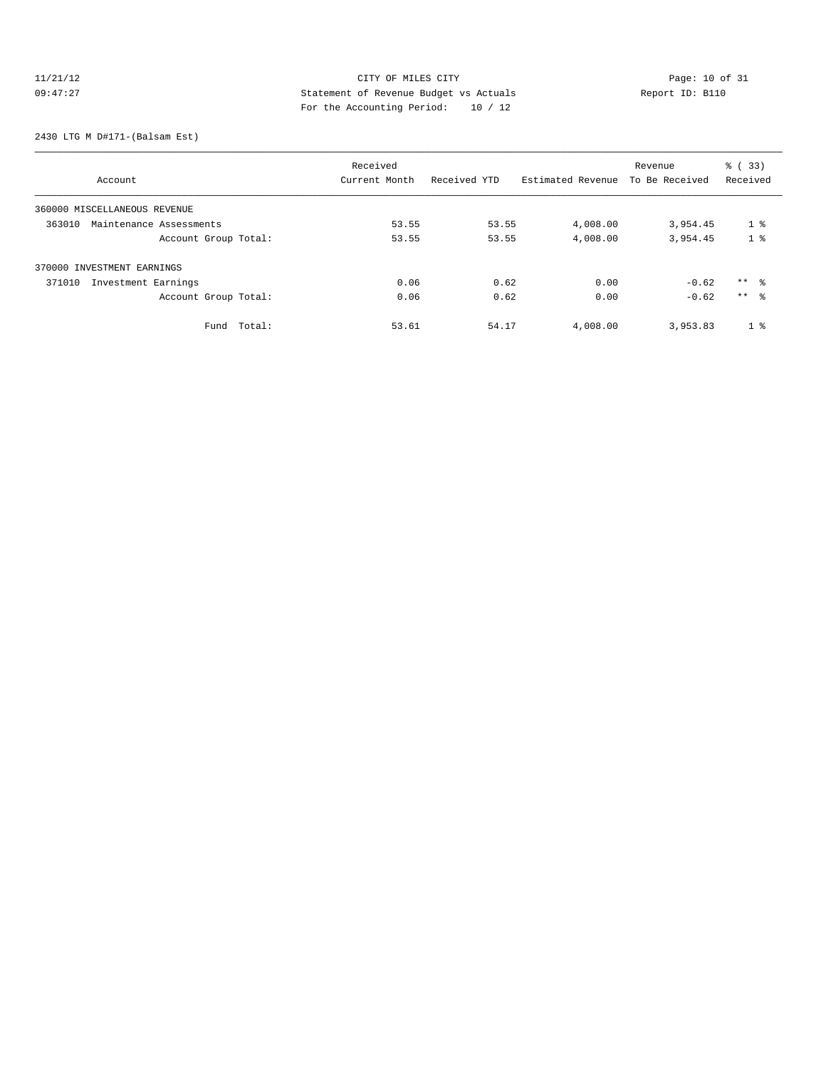CITY OF MILES CITY
Statement of Revenue Budget vs Actuals
For the Accounting Period: 10 / 12

11/21/12
09:47:27

Report ID: B110

2430 LTG M D#171-(Balsam Est)

| Account | Received Current Month | Received YTD | Estimated Revenue | Revenue To Be Received | % ( 33) Received |
|---|---|---|---|---|---|
| 360000 MISCELLANEOUS REVENUE | | | | | |
| 363010 Maintenance Assessments | 53.55 | 53.55 | 4,008.00 | 3,954.45 | 1 % |
| Account Group Total: | 53.55 | 53.55 | 4,008.00 | 3,954.45 | 1 % |
| 370000 INVESTMENT EARNINGS | | | | | |
| 371010 Investment Earnings | 0.06 | 0.62 | 0.00 | -0.62 | ** % |
| Account Group Total: | 0.06 | 0.62 | 0.00 | -0.62 | ** % |
| Fund Total: | 53.61 | 54.17 | 4,008.00 | 3,953.83 | 1 % |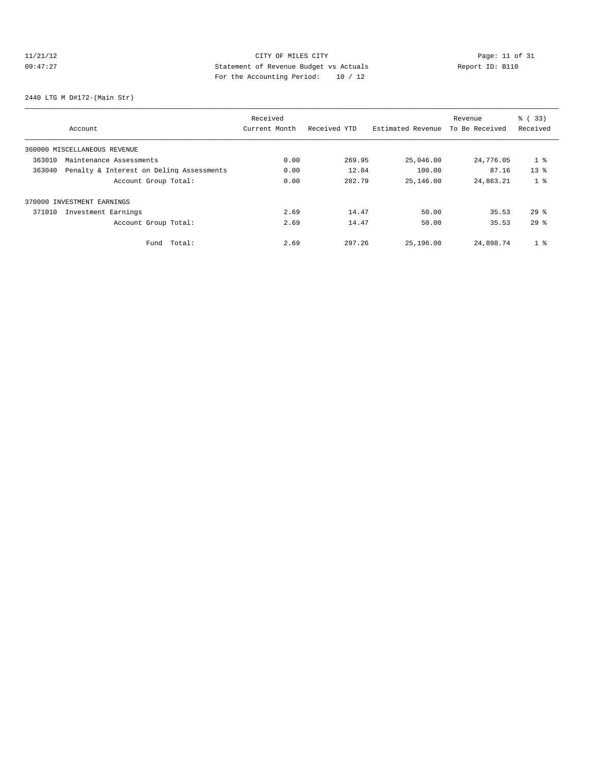CITY OF MILES CITY
Statement of Revenue Budget vs Actuals
For the Accounting Period: 10 / 12

11/21/12 09:47:27 — Report ID: B110

2440 LTG M D#172-(Main Str)

| Account | Received Current Month | Received YTD | Estimated Revenue | Revenue To Be Received | % ( 33) Received |
|---|---|---|---|---|---|
| 360000 MISCELLANEOUS REVENUE | | | | | |
| 363010 Maintenance Assessments | 0.00 | 269.95 | 25,046.00 | 24,776.05 | 1 % |
| 363040 Penalty & Interest on Delinq Assessments | 0.00 | 12.84 | 100.00 | 87.16 | 13 % |
| Account Group Total: | 0.00 | 282.79 | 25,146.00 | 24,863.21 | 1 % |
| 370000 INVESTMENT EARNINGS | | | | | |
| 371010 Investment Earnings | 2.69 | 14.47 | 50.00 | 35.53 | 29 % |
| Account Group Total: | 2.69 | 14.47 | 50.00 | 35.53 | 29 % |
| Fund Total: | 2.69 | 297.26 | 25,196.00 | 24,898.74 | 1 % |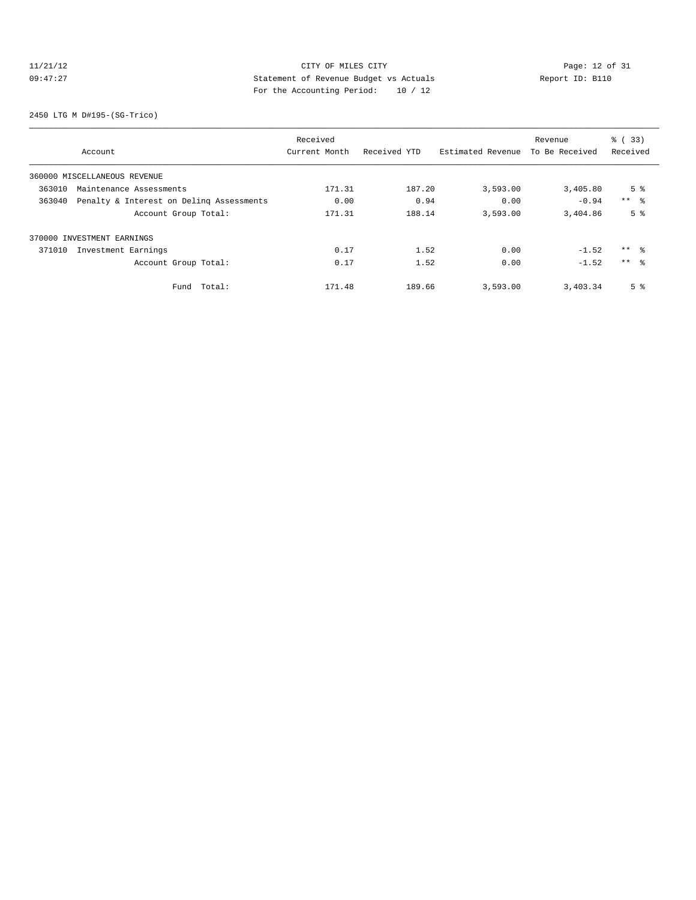11/21/12 CITY OF MILES CITY
09:47:27 Statement of Revenue Budget vs Actuals Report ID: B110
For the Accounting Period: 10 / 12

2450 LTG M D#195-(SG-Trico)

| Account | Received Current Month | Received YTD | Estimated Revenue | Revenue To Be Received | % ( 33) Received |
|---|---|---|---|---|---|
| 360000 MISCELLANEOUS REVENUE | | | | | |
| 363010 Maintenance Assessments | 171.31 | 187.20 | 3,593.00 | 3,405.80 | 5 % |
| 363040 Penalty & Interest on Delinq Assessments | 0.00 | 0.94 | 0.00 | -0.94 | ** % |
| Account Group Total: | 171.31 | 188.14 | 3,593.00 | 3,404.86 | 5 % |
| 370000 INVESTMENT EARNINGS | | | | | |
| 371010 Investment Earnings | 0.17 | 1.52 | 0.00 | -1.52 | ** % |
| Account Group Total: | 0.17 | 1.52 | 0.00 | -1.52 | ** % |
| Fund Total: | 171.48 | 189.66 | 3,593.00 | 3,403.34 | 5 % |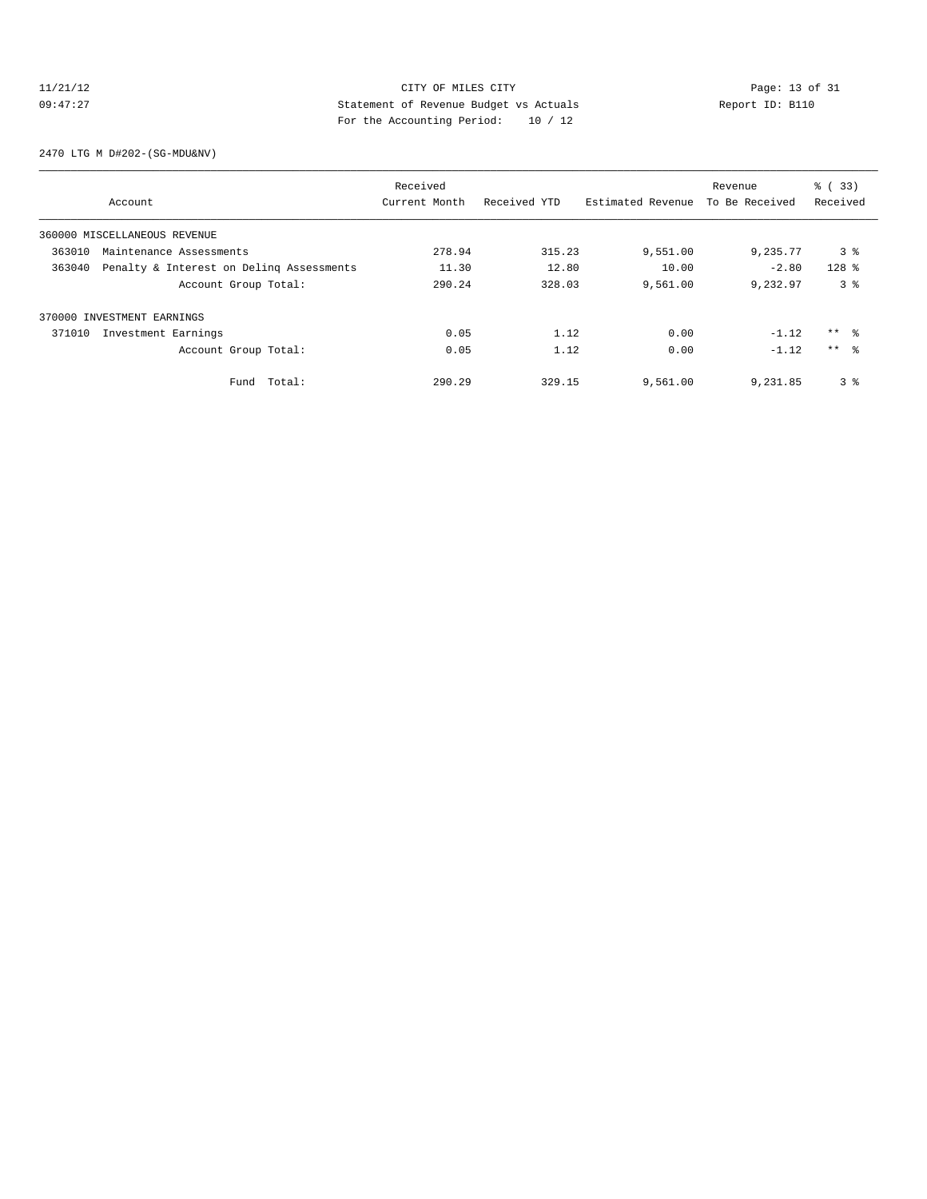11/21/12 CITY OF MILES CITY
09:47:27 Statement of Revenue Budget vs Actuals Report ID: B110
For the Accounting Period: 10 / 12

2470 LTG M D#202-(SG-MDU&NV)

| Account | Received Current Month | Received YTD | Estimated Revenue | Revenue To Be Received | % ( 33) Received |
|---|---|---|---|---|---|
| 360000 MISCELLANEOUS REVENUE | | | | | |
| 363010 Maintenance Assessments | 278.94 | 315.23 | 9,551.00 | 9,235.77 | 3 % |
| 363040 Penalty & Interest on Delinq Assessments | 11.30 | 12.80 | 10.00 | -2.80 | 128 % |
| Account Group Total: | 290.24 | 328.03 | 9,561.00 | 9,232.97 | 3 % |
| 370000 INVESTMENT EARNINGS | | | | | |
| 371010 Investment Earnings | 0.05 | 1.12 | 0.00 | -1.12 | ** % |
| Account Group Total: | 0.05 | 1.12 | 0.00 | -1.12 | ** % |
| Fund Total: | 290.29 | 329.15 | 9,561.00 | 9,231.85 | 3 % |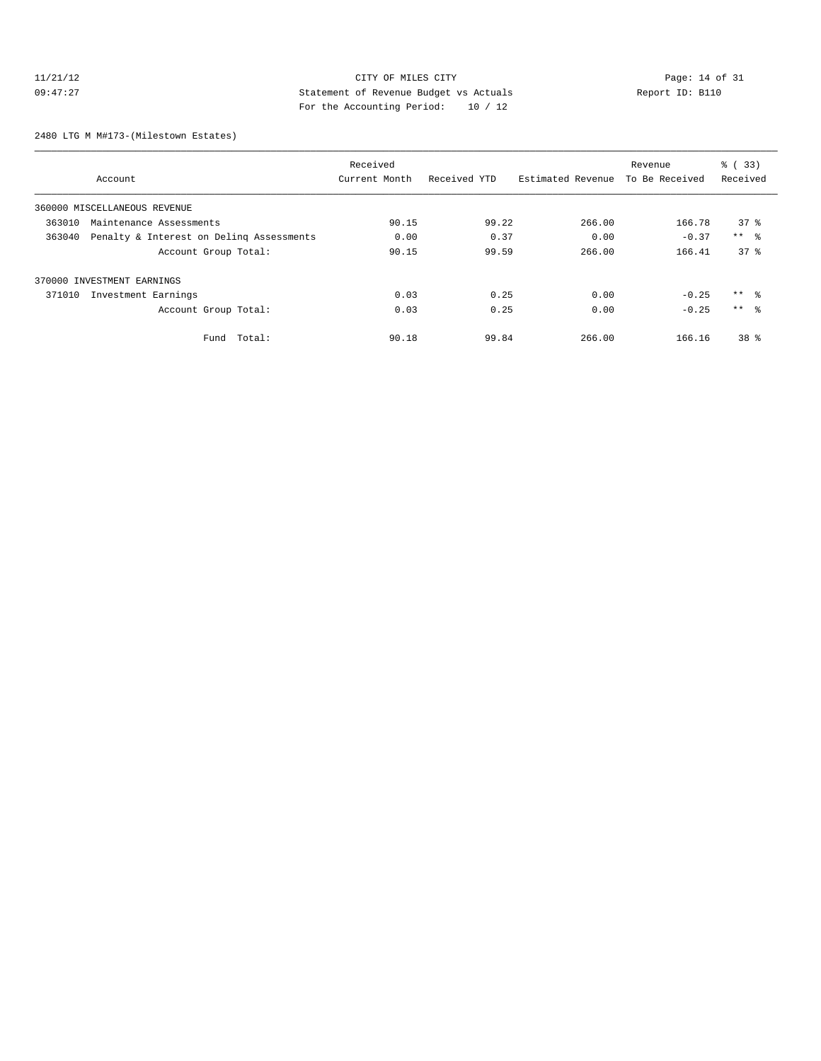CITY OF MILES CITY
Statement of Revenue Budget vs Actuals
For the Accounting Period: 10 / 12

11/21/12
09:47:27

Report ID: B110

2480 LTG M M#173-(Milestown Estates)

| Account | Received Current Month | Received YTD | Estimated Revenue | Revenue To Be Received | % ( 33) Received |
|---|---|---|---|---|---|
| 360000 MISCELLANEOUS REVENUE | | | | | |
| 363010 Maintenance Assessments | 90.15 | 99.22 | 266.00 | 166.78 | 37 % |
| 363040 Penalty & Interest on Delinq Assessments | 0.00 | 0.37 | 0.00 | -0.37 | ** % |
| Account Group Total: | 90.15 | 99.59 | 266.00 | 166.41 | 37 % |
| 370000 INVESTMENT EARNINGS | | | | | |
| 371010 Investment Earnings | 0.03 | 0.25 | 0.00 | -0.25 | ** % |
| Account Group Total: | 0.03 | 0.25 | 0.00 | -0.25 | ** % |
| Fund Total: | 90.18 | 99.84 | 266.00 | 166.16 | 38 % |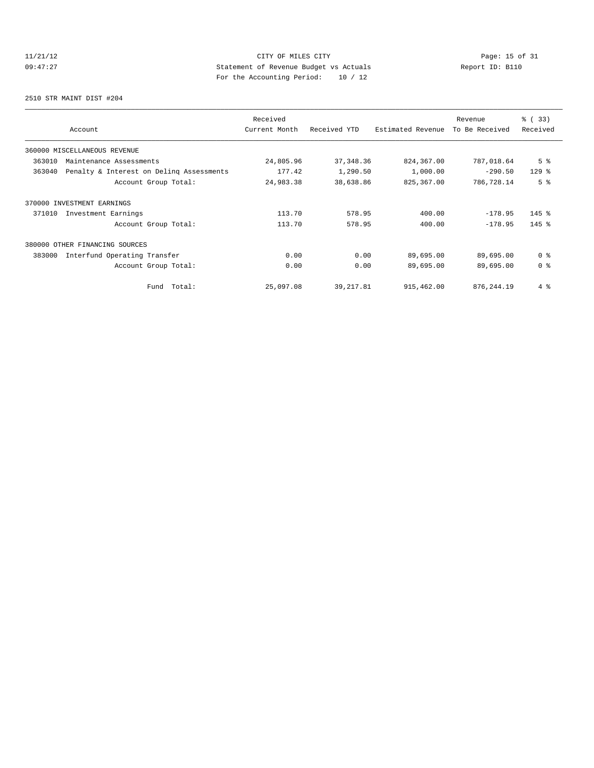CITY OF MILES CITY
Statement of Revenue Budget vs Actuals
For the Accounting Period: 10 / 12

11/21/12
09:47:27

Report ID: B110

2510 STR MAINT DIST #204

| Account | Received Current Month | Received YTD | Estimated Revenue | Revenue To Be Received | % ( 33) Received |
|---|---|---|---|---|---|
| 360000 MISCELLANEOUS REVENUE | | | | | |
| 363010 Maintenance Assessments | 24,805.96 | 37,348.36 | 824,367.00 | 787,018.64 | 5 % |
| 363040 Penalty & Interest on Delinq Assessments | 177.42 | 1,290.50 | 1,000.00 | -290.50 | 129 % |
| Account Group Total: | 24,983.38 | 38,638.86 | 825,367.00 | 786,728.14 | 5 % |
| 370000 INVESTMENT EARNINGS | | | | | |
| 371010 Investment Earnings | 113.70 | 578.95 | 400.00 | -178.95 | 145 % |
| Account Group Total: | 113.70 | 578.95 | 400.00 | -178.95 | 145 % |
| 380000 OTHER FINANCING SOURCES | | | | | |
| 383000 Interfund Operating Transfer | 0.00 | 0.00 | 89,695.00 | 89,695.00 | 0 % |
| Account Group Total: | 0.00 | 0.00 | 89,695.00 | 89,695.00 | 0 % |
| Fund Total: | 25,097.08 | 39,217.81 | 915,462.00 | 876,244.19 | 4 % |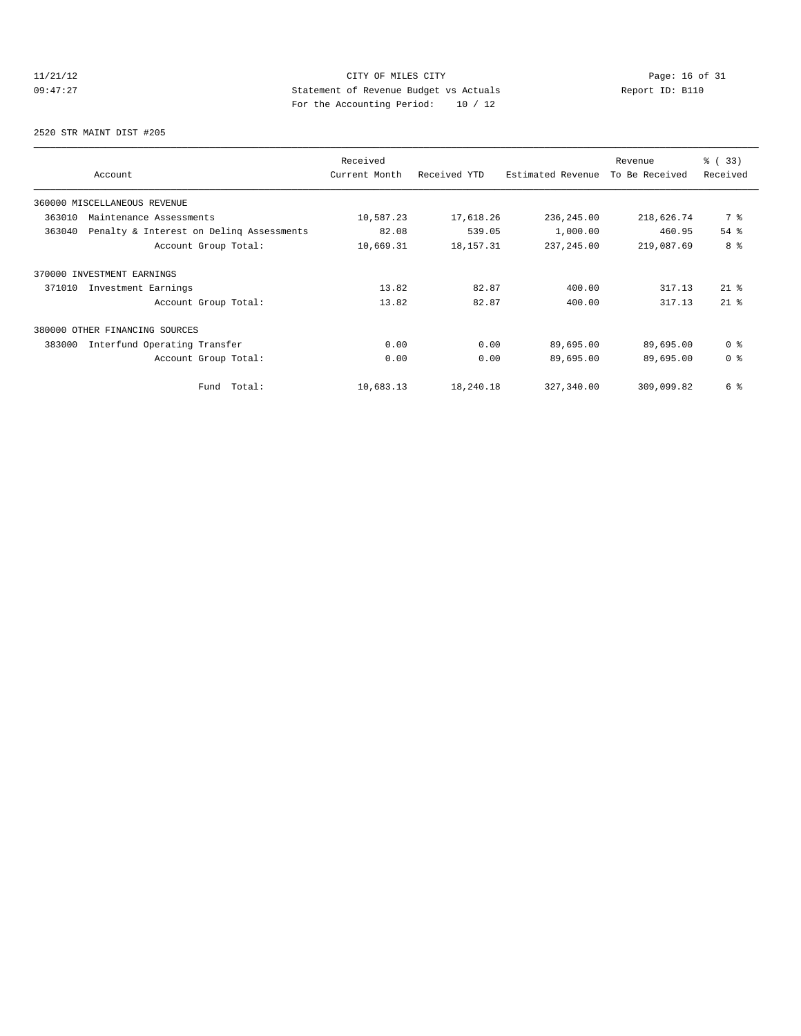CITY OF MILES CITY
Statement of Revenue Budget vs Actuals
For the Accounting Period: 10 / 12

11/21/12 09:47:27 Report ID: B110

2520 STR MAINT DIST #205

| Account | Received Current Month | Received YTD | Estimated Revenue | Revenue To Be Received | % ( 33) Received |
|---|---|---|---|---|---|
| 360000 MISCELLANEOUS REVENUE | | | | | |
| 363010 Maintenance Assessments | 10,587.23 | 17,618.26 | 236,245.00 | 218,626.74 | 7 % |
| 363040 Penalty & Interest on Delinq Assessments | 82.08 | 539.05 | 1,000.00 | 460.95 | 54 % |
| Account Group Total: | 10,669.31 | 18,157.31 | 237,245.00 | 219,087.69 | 8 % |
| 370000 INVESTMENT EARNINGS | | | | | |
| 371010 Investment Earnings | 13.82 | 82.87 | 400.00 | 317.13 | 21 % |
| Account Group Total: | 13.82 | 82.87 | 400.00 | 317.13 | 21 % |
| 380000 OTHER FINANCING SOURCES | | | | | |
| 383000 Interfund Operating Transfer | 0.00 | 0.00 | 89,695.00 | 89,695.00 | 0 % |
| Account Group Total: | 0.00 | 0.00 | 89,695.00 | 89,695.00 | 0 % |
| Fund Total: | 10,683.13 | 18,240.18 | 327,340.00 | 309,099.82 | 6 % |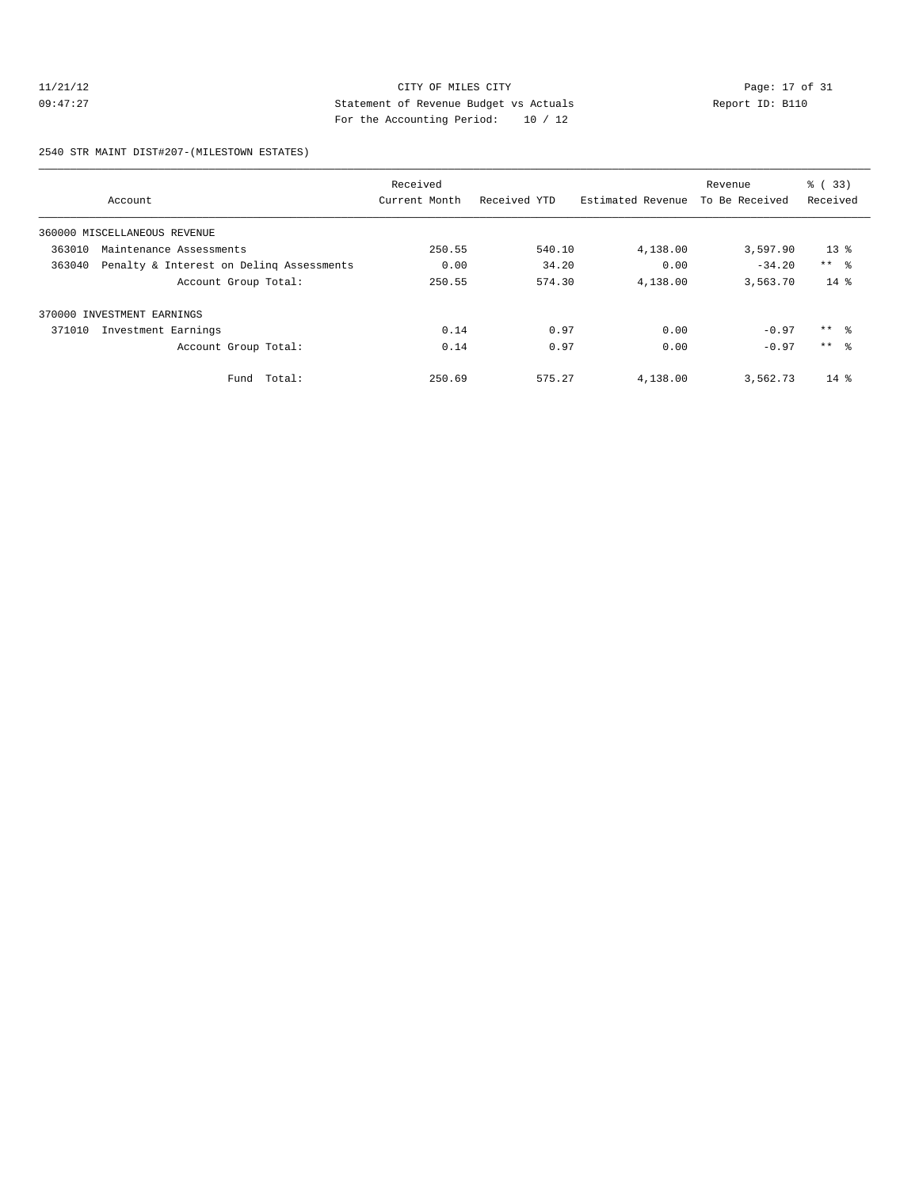11/21/12 CITY OF MILES CITY
09:47:27 Statement of Revenue Budget vs Actuals Report ID: B110
For the Accounting Period: 10 / 12

2540 STR MAINT DIST#207-(MILESTOWN ESTATES)

| Account | Received Current Month | Received YTD | Estimated Revenue | Revenue To Be Received | % ( 33) Received |
|---|---|---|---|---|---|
| 360000 MISCELLANEOUS REVENUE | | | | | |
| 363010 Maintenance Assessments | 250.55 | 540.10 | 4,138.00 | 3,597.90 | 13 % |
| 363040 Penalty & Interest on Delinq Assessments | 0.00 | 34.20 | 0.00 | -34.20 | ** % |
| Account Group Total: | 250.55 | 574.30 | 4,138.00 | 3,563.70 | 14 % |
| 370000 INVESTMENT EARNINGS | | | | | |
| 371010 Investment Earnings | 0.14 | 0.97 | 0.00 | -0.97 | ** % |
| Account Group Total: | 0.14 | 0.97 | 0.00 | -0.97 | ** % |
| Fund Total: | 250.69 | 575.27 | 4,138.00 | 3,562.73 | 14 % |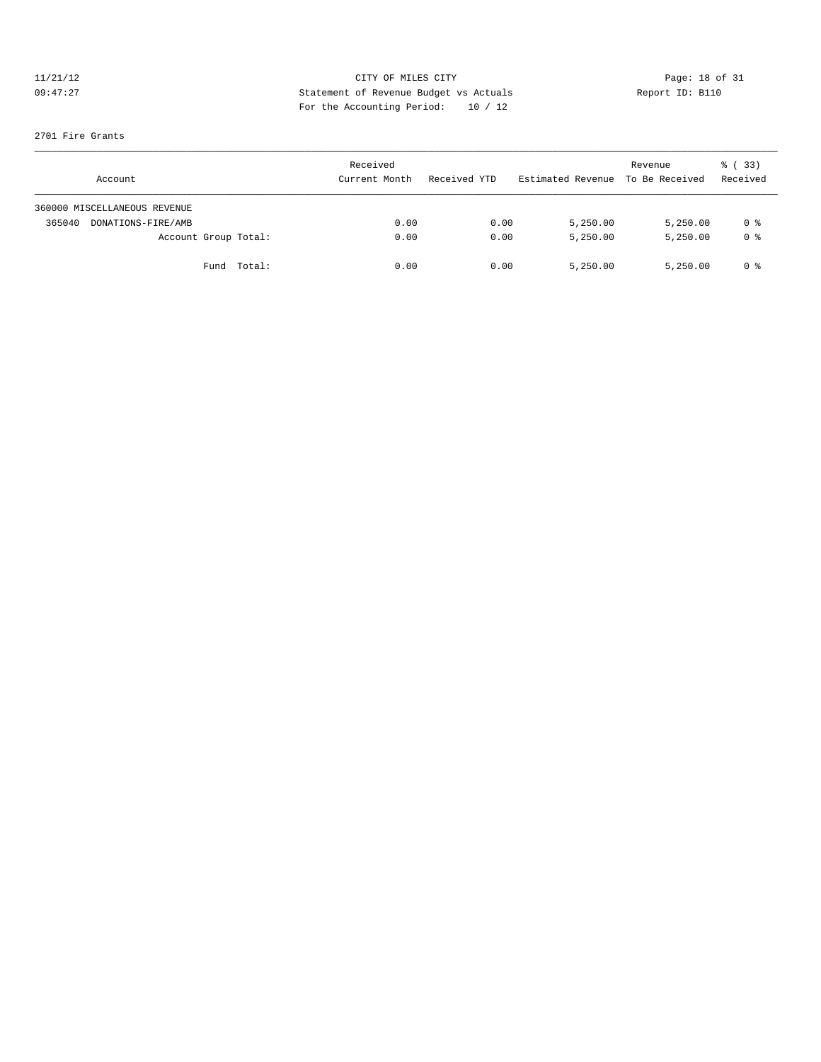CITY OF MILES CITY
Statement of Revenue Budget vs Actuals
For the Accounting Period: 10 / 12

11/21/12
09:47:27

Report ID: B110

2701 Fire Grants

| Account | Received Current Month | Received YTD | Estimated Revenue | Revenue To Be Received | % ( 33) Received |
|---|---|---|---|---|---|
| 360000 MISCELLANEOUS REVENUE | | | | | |
| 365040 DONATIONS-FIRE/AMB | 0.00 | 0.00 | 5,250.00 | 5,250.00 | 0 % |
| Account Group Total: | 0.00 | 0.00 | 5,250.00 | 5,250.00 | 0 % |
| Fund Total: | 0.00 | 0.00 | 5,250.00 | 5,250.00 | 0 % |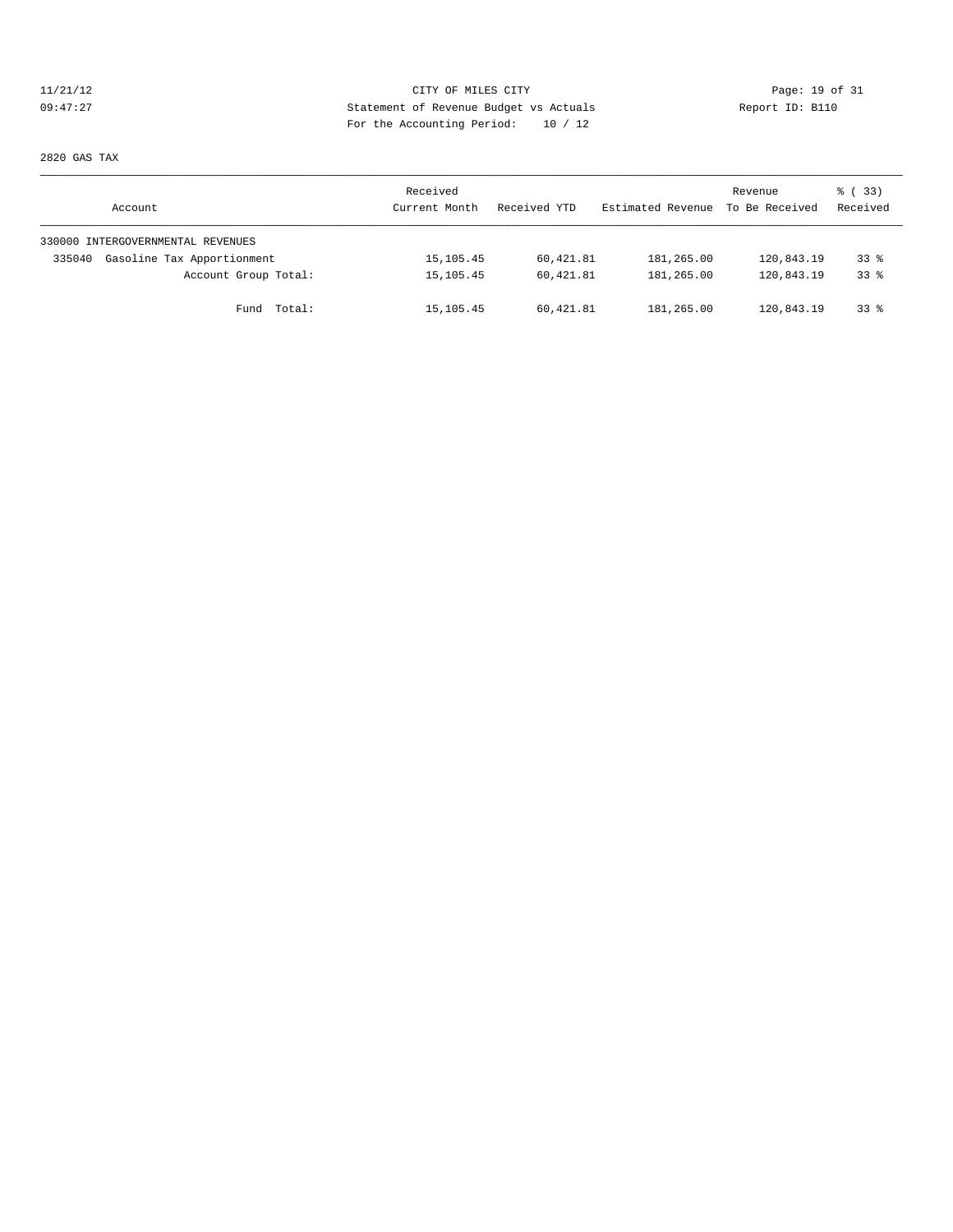CITY OF MILES CITY
Statement of Revenue Budget vs Actuals
For the Accounting Period: 10 / 12

11/21/12
09:47:27

Report ID: B110

2820 GAS TAX

| Account | Received Current Month | Received YTD | Estimated Revenue | Revenue To Be Received | % ( 33) Received |
|---|---|---|---|---|---|
| 330000 INTERGOVERNMENTAL REVENUES | | | | | |
| 335040 Gasoline Tax Apportionment | 15,105.45 | 60,421.81 | 181,265.00 | 120,843.19 | 33 % |
| Account Group Total: | 15,105.45 | 60,421.81 | 181,265.00 | 120,843.19 | 33 % |
| Fund Total: | 15,105.45 | 60,421.81 | 181,265.00 | 120,843.19 | 33 % |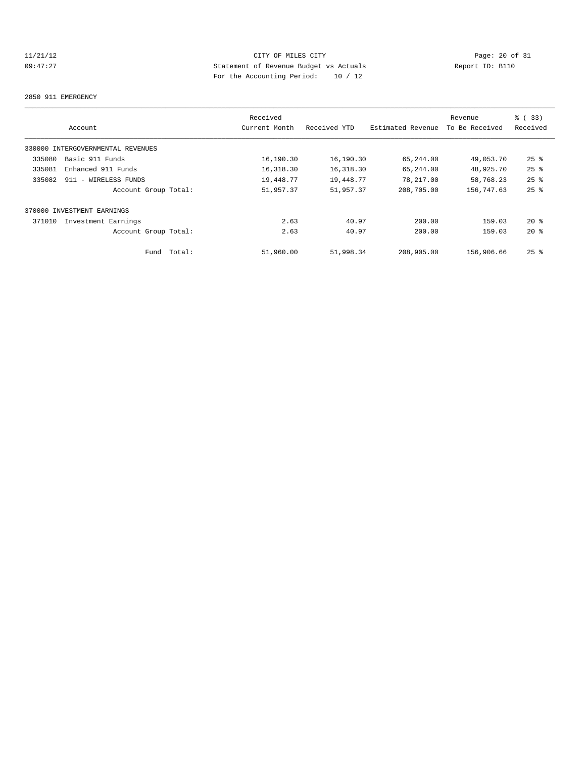CITY OF MILES CITY
Statement of Revenue Budget vs Actuals
For the Accounting Period: 10 / 12

11/21/12
09:47:27

Report ID: B110

2850 911 EMERGENCY

| Account | Received Current Month | Received YTD | Estimated Revenue | Revenue To Be Received | % ( 33) Received |
|---|---|---|---|---|---|
| 330000 INTERGOVERNMENTAL REVENUES | | | | | |
| 335080 Basic 911 Funds | 16,190.30 | 16,190.30 | 65,244.00 | 49,053.70 | 25 % |
| 335081 Enhanced 911 Funds | 16,318.30 | 16,318.30 | 65,244.00 | 48,925.70 | 25 % |
| 335082 911 - WIRELESS FUNDS | 19,448.77 | 19,448.77 | 78,217.00 | 58,768.23 | 25 % |
| Account Group Total: | 51,957.37 | 51,957.37 | 208,705.00 | 156,747.63 | 25 % |
| 370000 INVESTMENT EARNINGS | | | | | |
| 371010 Investment Earnings | 2.63 | 40.97 | 200.00 | 159.03 | 20 % |
| Account Group Total: | 2.63 | 40.97 | 200.00 | 159.03 | 20 % |
| Fund Total: | 51,960.00 | 51,998.34 | 208,905.00 | 156,906.66 | 25 % |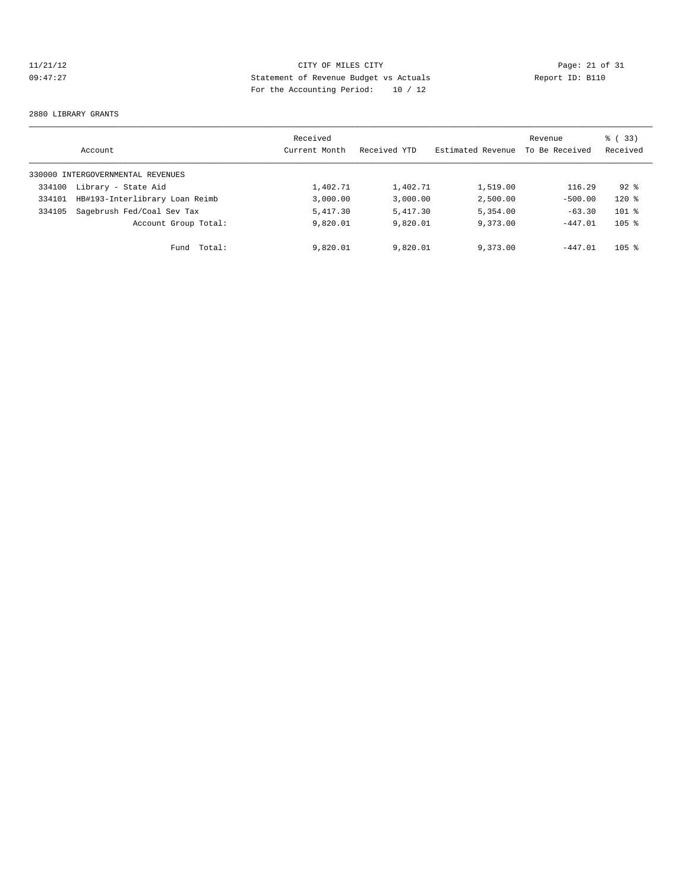11/21/12 CITY OF MILES CITY

09:47:27 Statement of Revenue Budget vs Actuals Report ID: B110

For the Accounting Period: 10 / 12

2880 LIBRARY GRANTS

| Account | Received Current Month | Received YTD | Estimated Revenue | Revenue To Be Received | % ( 33) Received |
|---|---|---|---|---|---|
| 330000 INTERGOVERNMENTAL REVENUES | | | | | |
| 334100 Library - State Aid | 1,402.71 | 1,402.71 | 1,519.00 | 116.29 | 92 % |
| 334101 HB#193-Interlibrary Loan Reimb | 3,000.00 | 3,000.00 | 2,500.00 | -500.00 | 120 % |
| 334105 Sagebrush Fed/Coal Sev Tax | 5,417.30 | 5,417.30 | 5,354.00 | -63.30 | 101 % |
| Account Group Total: | 9,820.01 | 9,820.01 | 9,373.00 | -447.01 | 105 % |
| Fund Total: | 9,820.01 | 9,820.01 | 9,373.00 | -447.01 | 105 % |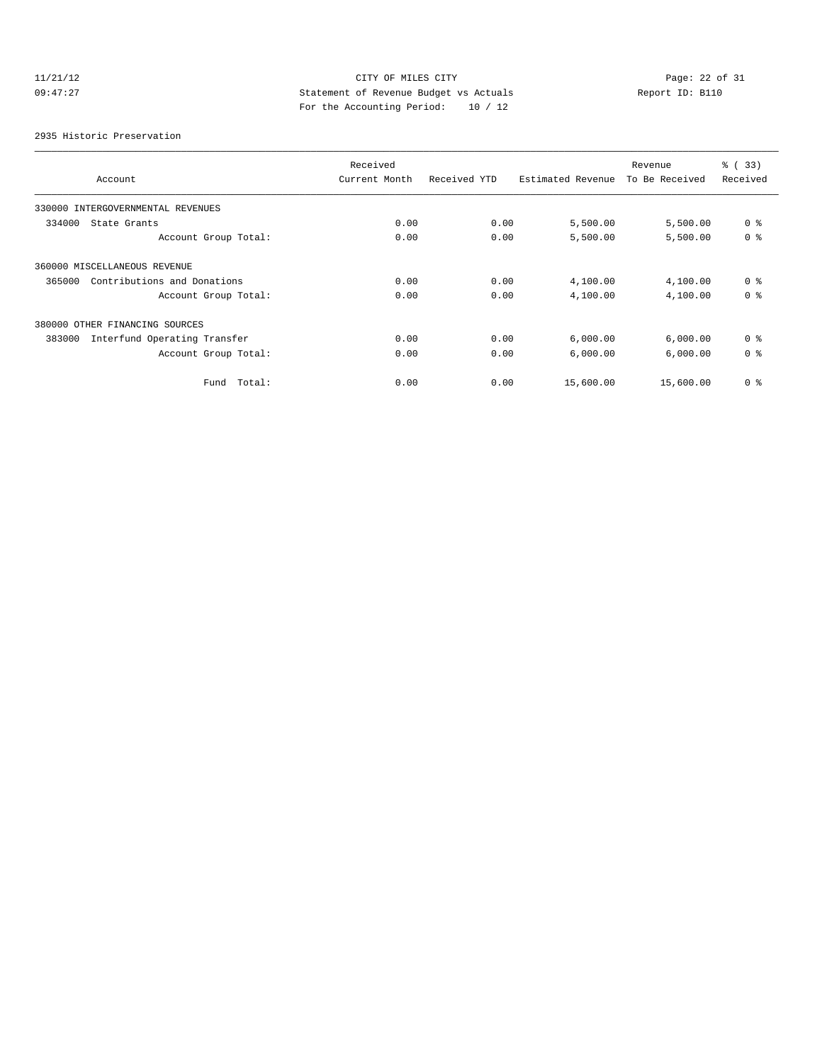CITY OF MILES CITY
Statement of Revenue Budget vs Actuals
For the Accounting Period: 10 / 12

11/21/12
09:47:27

Report ID: B110

2935 Historic Preservation

| Account | Received Current Month | Received YTD | Estimated Revenue | Revenue To Be Received | % ( 33) Received |
|---|---|---|---|---|---|
| 330000 INTERGOVERNMENTAL REVENUES | | | | | |
| 334000 State Grants | 0.00 | 0.00 | 5,500.00 | 5,500.00 | 0 % |
| Account Group Total: | 0.00 | 0.00 | 5,500.00 | 5,500.00 | 0 % |
| 360000 MISCELLANEOUS REVENUE | | | | | |
| 365000 Contributions and Donations | 0.00 | 0.00 | 4,100.00 | 4,100.00 | 0 % |
| Account Group Total: | 0.00 | 0.00 | 4,100.00 | 4,100.00 | 0 % |
| 380000 OTHER FINANCING SOURCES | | | | | |
| 383000 Interfund Operating Transfer | 0.00 | 0.00 | 6,000.00 | 6,000.00 | 0 % |
| Account Group Total: | 0.00 | 0.00 | 6,000.00 | 6,000.00 | 0 % |
| Fund Total: | 0.00 | 0.00 | 15,600.00 | 15,600.00 | 0 % |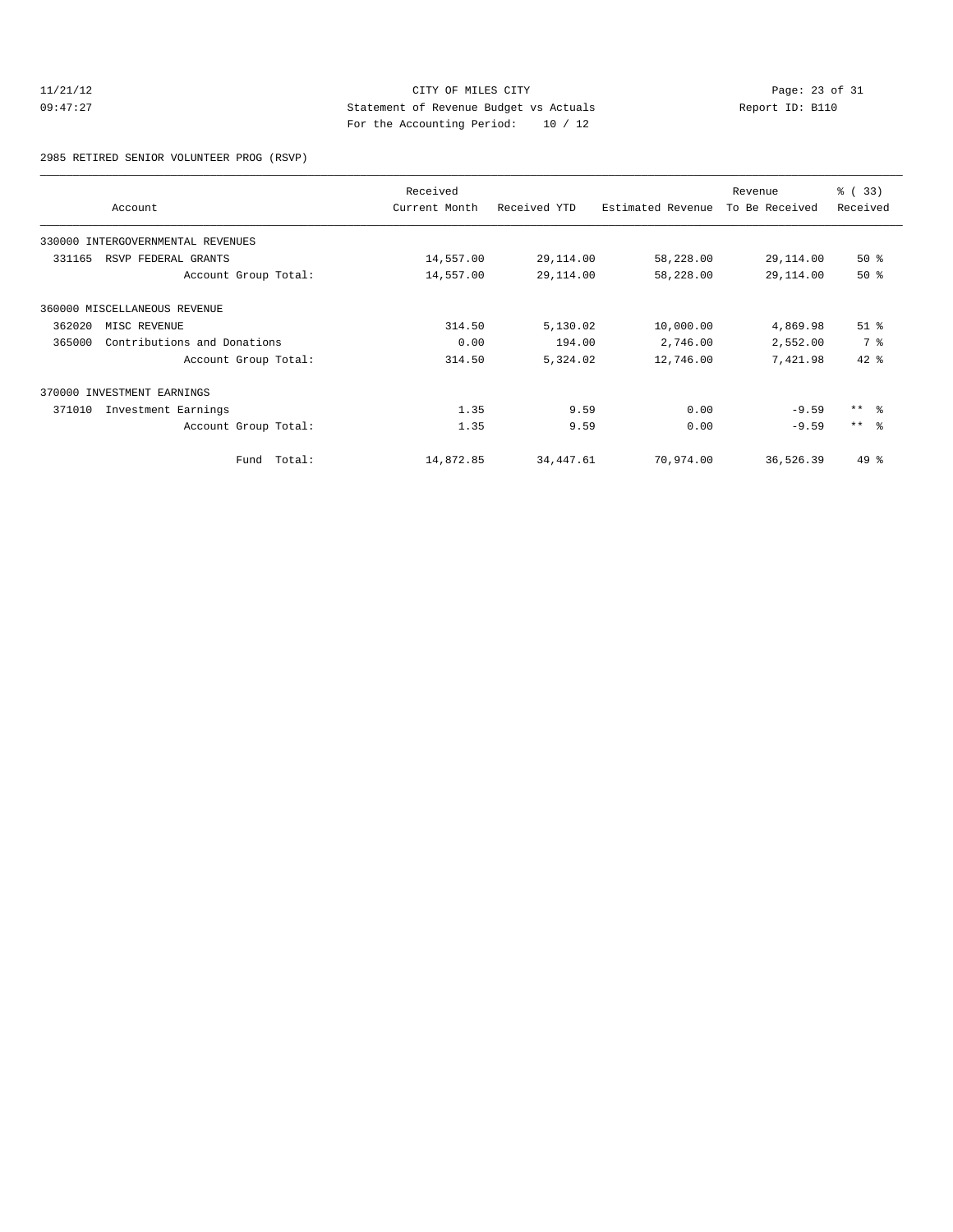CITY OF MILES CITY
Statement of Revenue Budget vs Actuals
For the Accounting Period: 10 / 12

11/21/12
09:47:27

Report ID: B110

2985 RETIRED SENIOR VOLUNTEER PROG (RSVP)

| Account | Received Current Month | Received YTD | Estimated Revenue | Revenue To Be Received | % ( 33) Received |
|---|---|---|---|---|---|
| 330000 INTERGOVERNMENTAL REVENUES | | | | | |
| 331165 RSVP FEDERAL GRANTS | 14,557.00 | 29,114.00 | 58,228.00 | 29,114.00 | 50 % |
| Account Group Total: | 14,557.00 | 29,114.00 | 58,228.00 | 29,114.00 | 50 % |
| 360000 MISCELLANEOUS REVENUE | | | | | |
| 362020 MISC REVENUE | 314.50 | 5,130.02 | 10,000.00 | 4,869.98 | 51 % |
| 365000 Contributions and Donations | 0.00 | 194.00 | 2,746.00 | 2,552.00 | 7 % |
| Account Group Total: | 314.50 | 5,324.02 | 12,746.00 | 7,421.98 | 42 % |
| 370000 INVESTMENT EARNINGS | | | | | |
| 371010 Investment Earnings | 1.35 | 9.59 | 0.00 | -9.59 | ** % |
| Account Group Total: | 1.35 | 9.59 | 0.00 | -9.59 | ** % |
| Fund Total: | 14,872.85 | 34,447.61 | 70,974.00 | 36,526.39 | 49 % |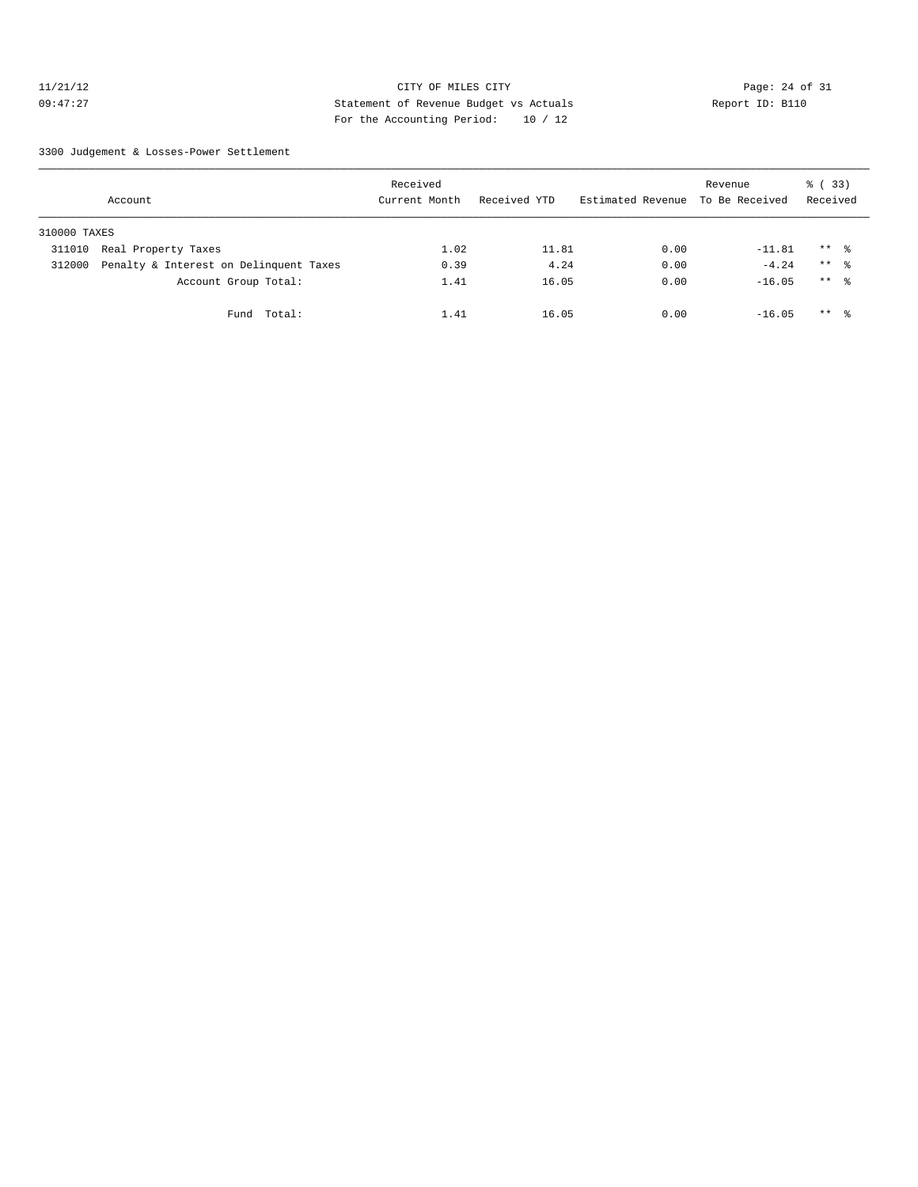11/21/12 CITY OF MILES CITY
09:47:27 Statement of Revenue Budget vs Actuals Report ID: B110
For the Accounting Period: 10 / 12

3300 Judgement & Losses-Power Settlement

| Account | Received Current Month | Received YTD | Estimated Revenue | Revenue To Be Received | % ( 33) Received |
|---|---|---|---|---|---|
| 310000 TAXES | | | | | |
| 311010 Real Property Taxes | 1.02 | 11.81 | 0.00 | -11.81 | ** % |
| 312000 Penalty & Interest on Delinquent Taxes | 0.39 | 4.24 | 0.00 | -4.24 | ** % |
| Account Group Total: | 1.41 | 16.05 | 0.00 | -16.05 | ** % |
| Fund Total: | 1.41 | 16.05 | 0.00 | -16.05 | ** % |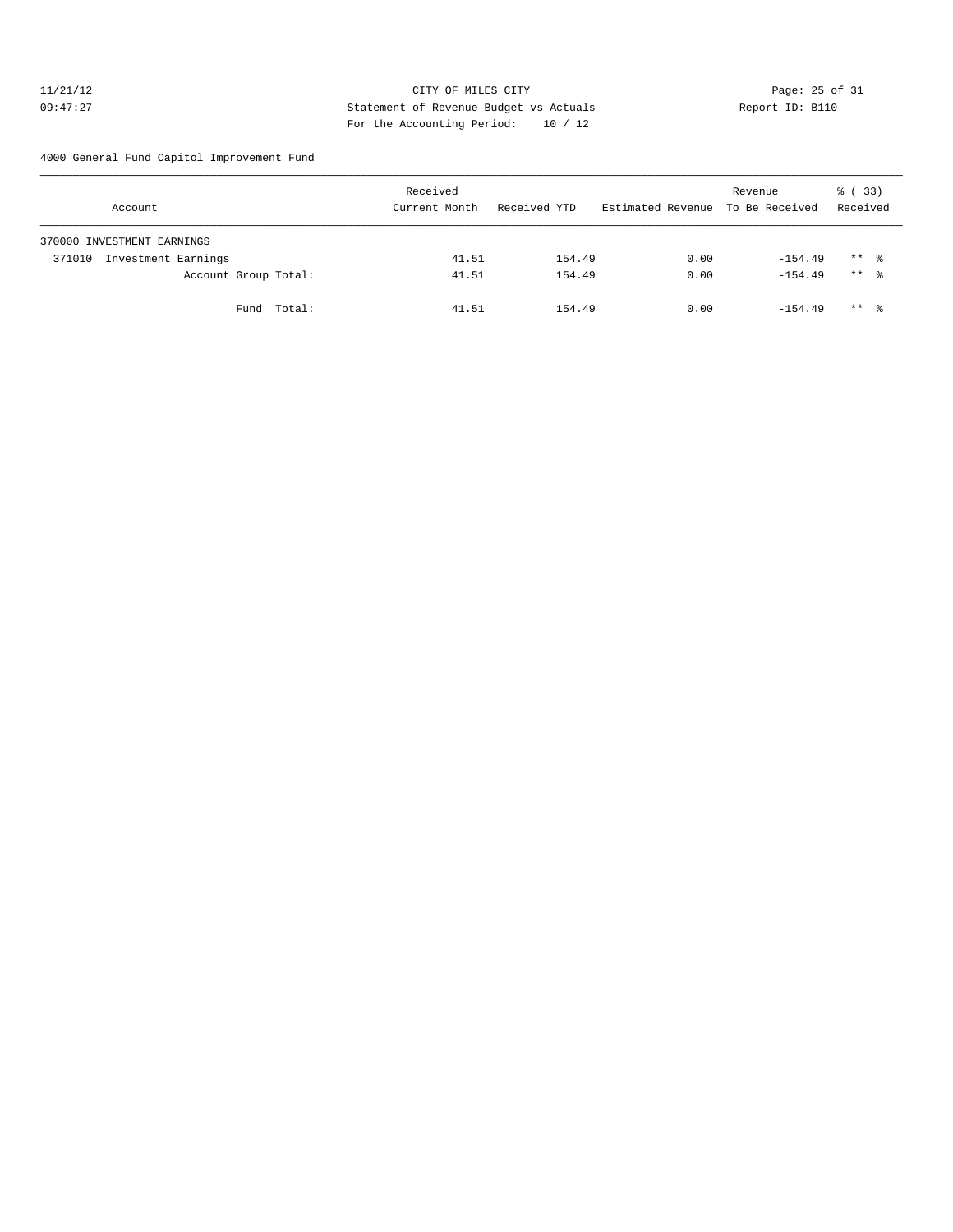CITY OF MILES CITY
Statement of Revenue Budget vs Actuals
For the Accounting Period: 10 / 12

11/21/12
09:47:27

Report ID: B110

4000 General Fund Capitol Improvement Fund

| Account | Received Current Month | Received YTD | Estimated Revenue | Revenue To Be Received | % ( 33) Received |
|---|---|---|---|---|---|
| 370000 INVESTMENT EARNINGS | | | | | |
| 371010 Investment Earnings | 41.51 | 154.49 | 0.00 | -154.49 | ** % |
| Account Group Total: | 41.51 | 154.49 | 0.00 | -154.49 | ** % |
| Fund Total: | 41.51 | 154.49 | 0.00 | -154.49 | ** % |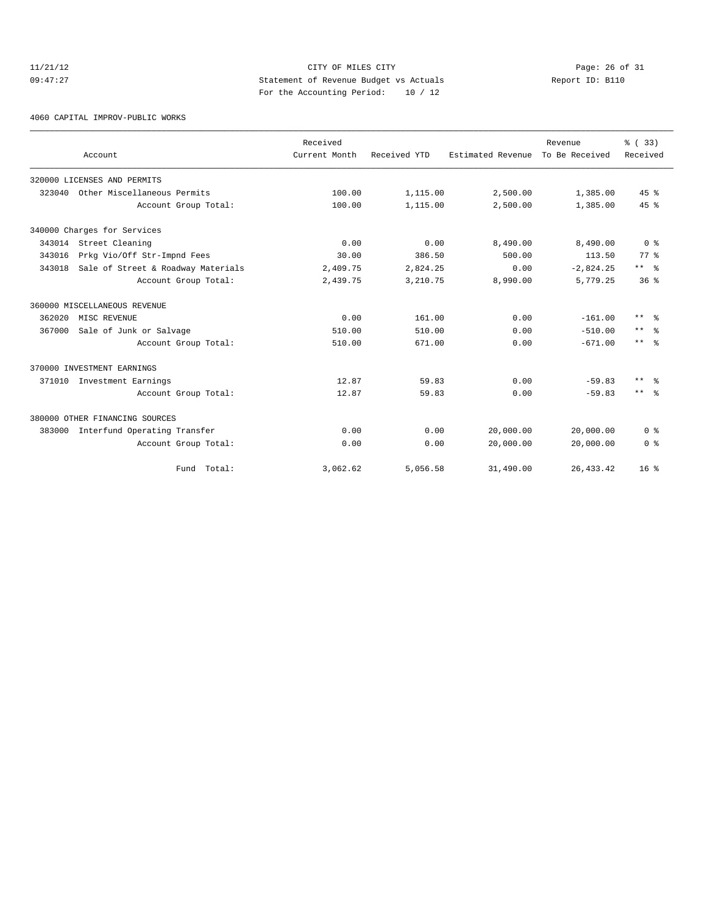CITY OF MILES CITY
Statement of Revenue Budget vs Actuals
For the Accounting Period: 10 / 12

11/21/12
09:47:27

Report ID: B110

4060 CAPITAL IMPROV-PUBLIC WORKS

| Account | Received Current Month | Received YTD | Estimated Revenue | Revenue To Be Received | % ( 33) Received |
|---|---|---|---|---|---|
| 320000 LICENSES AND PERMITS | | | | | |
| 323040 Other Miscellaneous Permits | 100.00 | 1,115.00 | 2,500.00 | 1,385.00 | 45 % |
| Account Group Total: | 100.00 | 1,115.00 | 2,500.00 | 1,385.00 | 45 % |
| 340000 Charges for Services | | | | | |
| 343014 Street Cleaning | 0.00 | 0.00 | 8,490.00 | 8,490.00 | 0 % |
| 343016 Prkg Vio/Off Str-Impnd Fees | 30.00 | 386.50 | 500.00 | 113.50 | 77 % |
| 343018 Sale of Street & Roadway Materials | 2,409.75 | 2,824.25 | 0.00 | -2,824.25 | ** % |
| Account Group Total: | 2,439.75 | 3,210.75 | 8,990.00 | 5,779.25 | 36 % |
| 360000 MISCELLANEOUS REVENUE | | | | | |
| 362020 MISC REVENUE | 0.00 | 161.00 | 0.00 | -161.00 | ** % |
| 367000 Sale of Junk or Salvage | 510.00 | 510.00 | 0.00 | -510.00 | ** % |
| Account Group Total: | 510.00 | 671.00 | 0.00 | -671.00 | ** % |
| 370000 INVESTMENT EARNINGS | | | | | |
| 371010 Investment Earnings | 12.87 | 59.83 | 0.00 | -59.83 | ** % |
| Account Group Total: | 12.87 | 59.83 | 0.00 | -59.83 | ** % |
| 380000 OTHER FINANCING SOURCES | | | | | |
| 383000 Interfund Operating Transfer | 0.00 | 0.00 | 20,000.00 | 20,000.00 | 0 % |
| Account Group Total: | 0.00 | 0.00 | 20,000.00 | 20,000.00 | 0 % |
| Fund Total: | 3,062.62 | 5,056.58 | 31,490.00 | 26,433.42 | 16 % |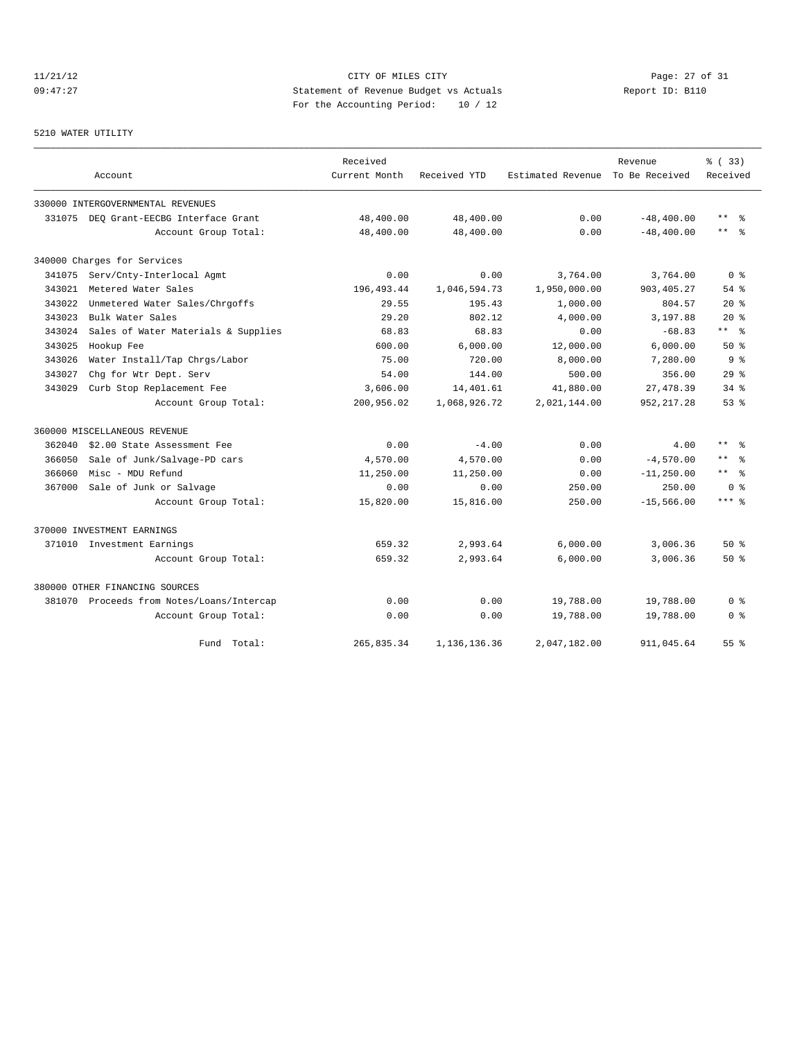CITY OF MILES CITY
Statement of Revenue Budget vs Actuals
For the Accounting Period: 10 / 12

11/21/12 09:47:27 Report ID: B110

5210 WATER UTILITY

| Account | | Received Current Month | Received YTD | Estimated Revenue | Revenue To Be Received | % ( 33) Received |
|---|---|---|---|---|---|---|
| 330000 INTERGOVERNMENTAL REVENUES | | | | | | |
| 331075 | DEQ Grant-EECBG Interface Grant | 48,400.00 | 48,400.00 | 0.00 | -48,400.00 | ** % |
| | Account Group Total: | 48,400.00 | 48,400.00 | 0.00 | -48,400.00 | ** % |
| 340000 Charges for Services | | | | | | |
| 341075 | Serv/Cnty-Interlocal Agmt | 0.00 | 0.00 | 3,764.00 | 3,764.00 | 0 % |
| 343021 | Metered Water Sales | 196,493.44 | 1,046,594.73 | 1,950,000.00 | 903,405.27 | 54 % |
| 343022 | Unmetered Water Sales/Chrgoffs | 29.55 | 195.43 | 1,000.00 | 804.57 | 20 % |
| 343023 | Bulk Water Sales | 29.20 | 802.12 | 4,000.00 | 3,197.88 | 20 % |
| 343024 | Sales of Water Materials & Supplies | 68.83 | 68.83 | 0.00 | -68.83 | ** % |
| 343025 | Hookup Fee | 600.00 | 6,000.00 | 12,000.00 | 6,000.00 | 50 % |
| 343026 | Water Install/Tap Chrgs/Labor | 75.00 | 720.00 | 8,000.00 | 7,280.00 | 9 % |
| 343027 | Chg for Wtr Dept. Serv | 54.00 | 144.00 | 500.00 | 356.00 | 29 % |
| 343029 | Curb Stop Replacement Fee | 3,606.00 | 14,401.61 | 41,880.00 | 27,478.39 | 34 % |
| | Account Group Total: | 200,956.02 | 1,068,926.72 | 2,021,144.00 | 952,217.28 | 53 % |
| 360000 MISCELLANEOUS REVENUE | | | | | | |
| 362040 | $2.00 State Assessment Fee | 0.00 | -4.00 | 0.00 | 4.00 | ** % |
| 366050 | Sale of Junk/Salvage-PD cars | 4,570.00 | 4,570.00 | 0.00 | -4,570.00 | ** % |
| 366060 | Misc - MDU Refund | 11,250.00 | 11,250.00 | 0.00 | -11,250.00 | ** % |
| 367000 | Sale of Junk or Salvage | 0.00 | 0.00 | 250.00 | 250.00 | 0 % |
| | Account Group Total: | 15,820.00 | 15,816.00 | 250.00 | -15,566.00 | *** % |
| 370000 INVESTMENT EARNINGS | | | | | | |
| 371010 | Investment Earnings | 659.32 | 2,993.64 | 6,000.00 | 3,006.36 | 50 % |
| | Account Group Total: | 659.32 | 2,993.64 | 6,000.00 | 3,006.36 | 50 % |
| 380000 OTHER FINANCING SOURCES | | | | | | |
| 381070 | Proceeds from Notes/Loans/Intercap | 0.00 | 0.00 | 19,788.00 | 19,788.00 | 0 % |
| | Account Group Total: | 0.00 | 0.00 | 19,788.00 | 19,788.00 | 0 % |
| | Fund Total: | 265,835.34 | 1,136,136.36 | 2,047,182.00 | 911,045.64 | 55 % |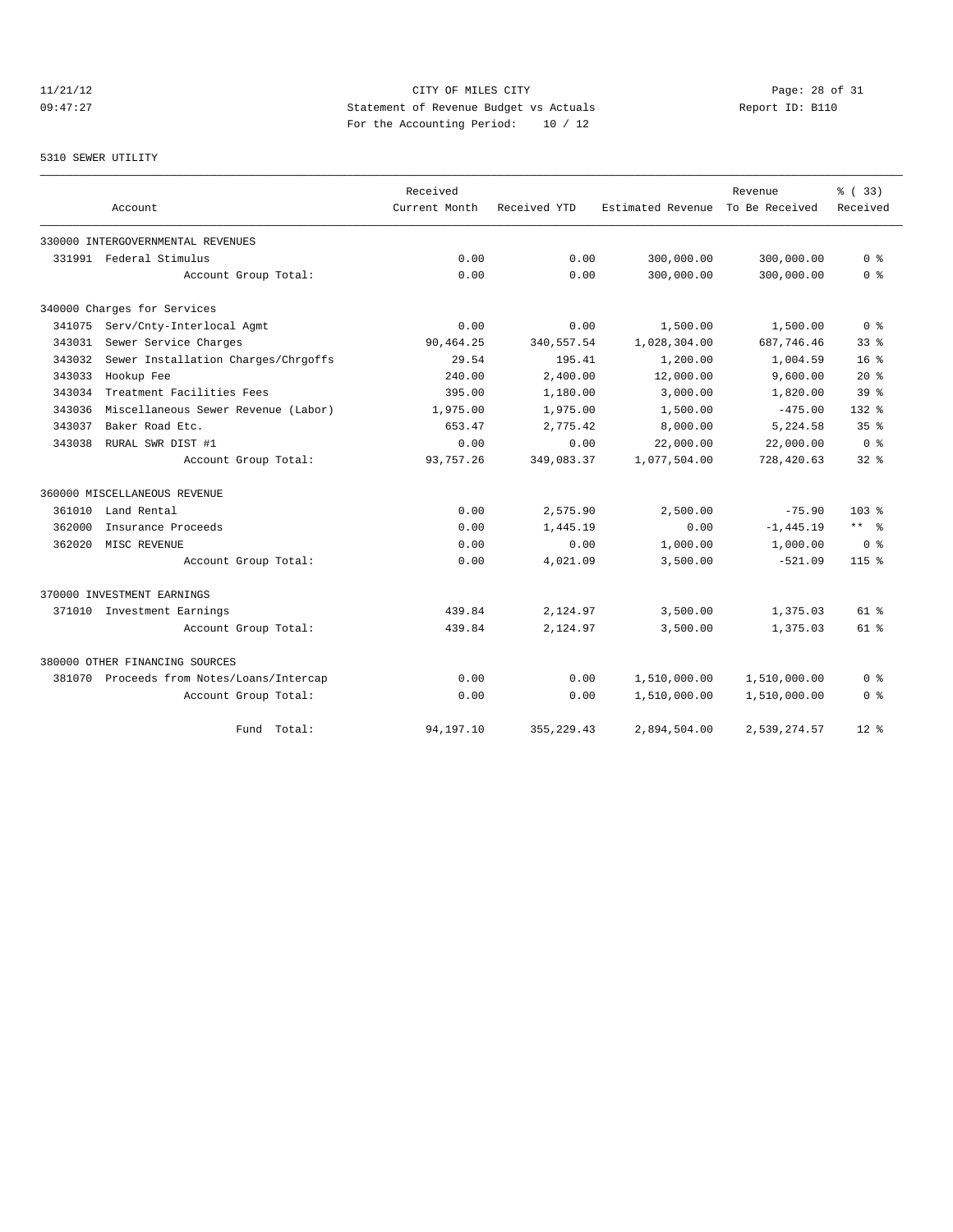# CITY OF MILES CITY

## Statement of Revenue Budget vs Actuals

For the Accounting Period: 10 / 12

11/21/12
09:47:27

Report ID: B110

### 5310 SEWER UTILITY

| Account | Received Current Month | Received YTD | Estimated Revenue | Revenue To Be Received | % ( 33) Received |
|---|---|---|---|---|---|
| 330000 INTERGOVERNMENTAL REVENUES | | | | | |
| 331991 Federal Stimulus | 0.00 | 0.00 | 300,000.00 | 300,000.00 | 0 % |
| Account Group Total: | 0.00 | 0.00 | 300,000.00 | 300,000.00 | 0 % |
| 340000 Charges for Services | | | | | |
| 341075 Serv/Cnty-Interlocal Agmt | 0.00 | 0.00 | 1,500.00 | 1,500.00 | 0 % |
| 343031 Sewer Service Charges | 90,464.25 | 340,557.54 | 1,028,304.00 | 687,746.46 | 33 % |
| 343032 Sewer Installation Charges/Chrgoffs | 29.54 | 195.41 | 1,200.00 | 1,004.59 | 16 % |
| 343033 Hookup Fee | 240.00 | 2,400.00 | 12,000.00 | 9,600.00 | 20 % |
| 343034 Treatment Facilities Fees | 395.00 | 1,180.00 | 3,000.00 | 1,820.00 | 39 % |
| 343036 Miscellaneous Sewer Revenue (Labor) | 1,975.00 | 1,975.00 | 1,500.00 | -475.00 | 132 % |
| 343037 Baker Road Etc. | 653.47 | 2,775.42 | 8,000.00 | 5,224.58 | 35 % |
| 343038 RURAL SWR DIST #1 | 0.00 | 0.00 | 22,000.00 | 22,000.00 | 0 % |
| Account Group Total: | 93,757.26 | 349,083.37 | 1,077,504.00 | 728,420.63 | 32 % |
| 360000 MISCELLANEOUS REVENUE | | | | | |
| 361010 Land Rental | 0.00 | 2,575.90 | 2,500.00 | -75.90 | 103 % |
| 362000 Insurance Proceeds | 0.00 | 1,445.19 | 0.00 | -1,445.19 | ** % |
| 362020 MISC REVENUE | 0.00 | 0.00 | 1,000.00 | 1,000.00 | 0 % |
| Account Group Total: | 0.00 | 4,021.09 | 3,500.00 | -521.09 | 115 % |
| 370000 INVESTMENT EARNINGS | | | | | |
| 371010 Investment Earnings | 439.84 | 2,124.97 | 3,500.00 | 1,375.03 | 61 % |
| Account Group Total: | 439.84 | 2,124.97 | 3,500.00 | 1,375.03 | 61 % |
| 380000 OTHER FINANCING SOURCES | | | | | |
| 381070 Proceeds from Notes/Loans/Intercap | 0.00 | 0.00 | 1,510,000.00 | 1,510,000.00 | 0 % |
| Account Group Total: | 0.00 | 0.00 | 1,510,000.00 | 1,510,000.00 | 0 % |
| Fund Total: | 94,197.10 | 355,229.43 | 2,894,504.00 | 2,539,274.57 | 12 % |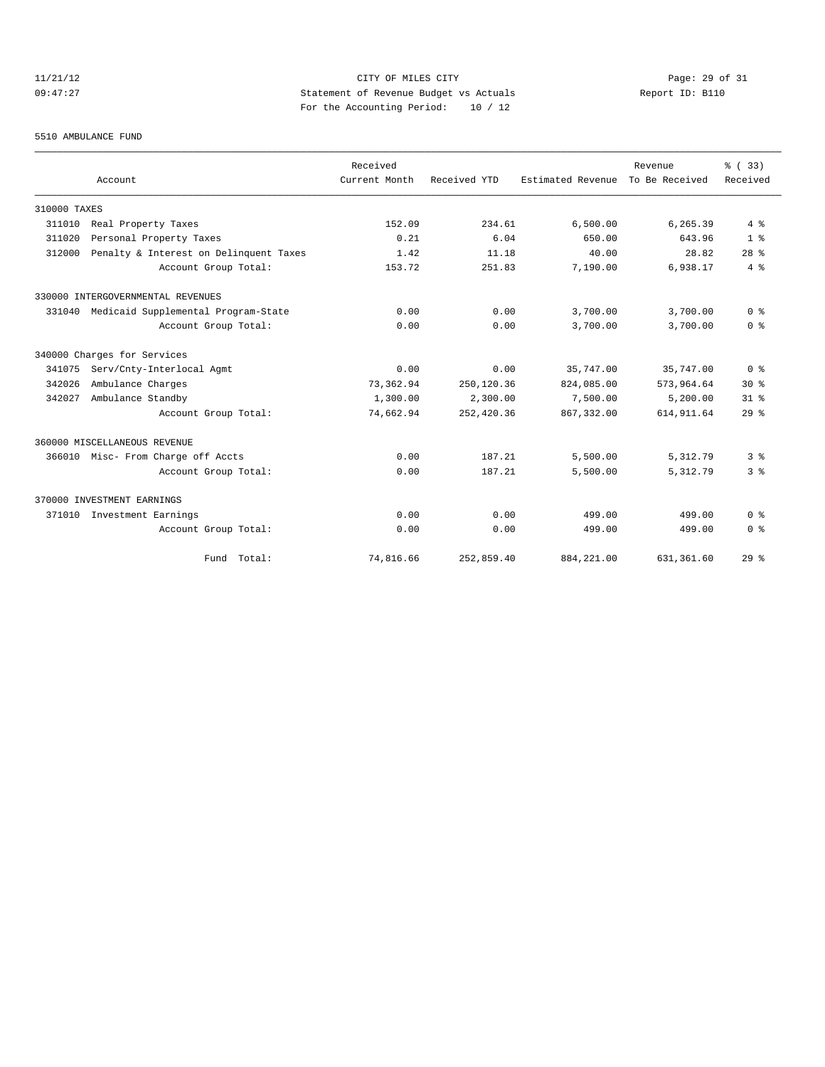CITY OF MILES CITY

Statement of Revenue Budget vs Actuals

For the Accounting Period: 10 / 12

11/21/12 09:47:27 Report ID: B110

5510 AMBULANCE FUND

| Account | Received Current Month | Received YTD | Estimated Revenue | Revenue To Be Received | % ( 33) Received |
|---|---|---|---|---|---|
| 310000 TAXES | | | | | |
| 311010 Real Property Taxes | 152.09 | 234.61 | 6,500.00 | 6,265.39 | 4 % |
| 311020 Personal Property Taxes | 0.21 | 6.04 | 650.00 | 643.96 | 1 % |
| 312000 Penalty & Interest on Delinquent Taxes | 1.42 | 11.18 | 40.00 | 28.82 | 28 % |
| Account Group Total: | 153.72 | 251.83 | 7,190.00 | 6,938.17 | 4 % |
| 330000 INTERGOVERNMENTAL REVENUES | | | | | |
| 331040 Medicaid Supplemental Program-State | 0.00 | 0.00 | 3,700.00 | 3,700.00 | 0 % |
| Account Group Total: | 0.00 | 0.00 | 3,700.00 | 3,700.00 | 0 % |
| 340000 Charges for Services | | | | | |
| 341075 Serv/Cnty-Interlocal Agmt | 0.00 | 0.00 | 35,747.00 | 35,747.00 | 0 % |
| 342026 Ambulance Charges | 73,362.94 | 250,120.36 | 824,085.00 | 573,964.64 | 30 % |
| 342027 Ambulance Standby | 1,300.00 | 2,300.00 | 7,500.00 | 5,200.00 | 31 % |
| Account Group Total: | 74,662.94 | 252,420.36 | 867,332.00 | 614,911.64 | 29 % |
| 360000 MISCELLANEOUS REVENUE | | | | | |
| 366010 Misc- From Charge off Accts | 0.00 | 187.21 | 5,500.00 | 5,312.79 | 3 % |
| Account Group Total: | 0.00 | 187.21 | 5,500.00 | 5,312.79 | 3 % |
| 370000 INVESTMENT EARNINGS | | | | | |
| 371010 Investment Earnings | 0.00 | 0.00 | 499.00 | 499.00 | 0 % |
| Account Group Total: | 0.00 | 0.00 | 499.00 | 499.00 | 0 % |
| Fund Total: | 74,816.66 | 252,859.40 | 884,221.00 | 631,361.60 | 29 % |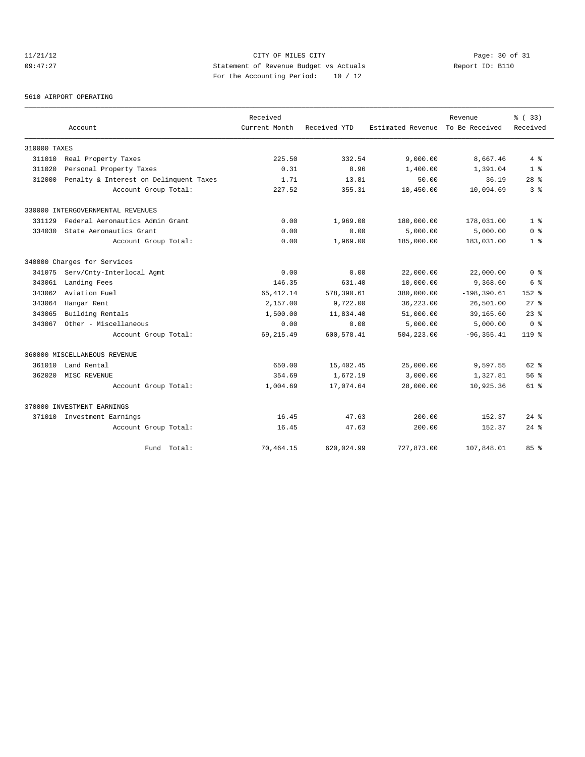CITY OF MILES CITY
Statement of Revenue Budget vs Actuals
For the Accounting Period: 10 / 12

11/21/12
09:47:27

Report ID: B110

5610 AIRPORT OPERATING

| Account | Received Current Month | Received YTD | Estimated Revenue | Revenue To Be Received | % ( 33) Received |
|---|---|---|---|---|---|
| 310000 TAXES | | | | | |
| 311010 Real Property Taxes | 225.50 | 332.54 | 9,000.00 | 8,667.46 | 4 % |
| 311020 Personal Property Taxes | 0.31 | 8.96 | 1,400.00 | 1,391.04 | 1 % |
| 312000 Penalty & Interest on Delinquent Taxes | 1.71 | 13.81 | 50.00 | 36.19 | 28 % |
| Account Group Total: | 227.52 | 355.31 | 10,450.00 | 10,094.69 | 3 % |
| 330000 INTERGOVERNMENTAL REVENUES | | | | | |
| 331129 Federal Aeronautics Admin Grant | 0.00 | 1,969.00 | 180,000.00 | 178,031.00 | 1 % |
| 334030 State Aeronautics Grant | 0.00 | 0.00 | 5,000.00 | 5,000.00 | 0 % |
| Account Group Total: | 0.00 | 1,969.00 | 185,000.00 | 183,031.00 | 1 % |
| 340000 Charges for Services | | | | | |
| 341075 Serv/Cnty-Interlocal Agmt | 0.00 | 0.00 | 22,000.00 | 22,000.00 | 0 % |
| 343061 Landing Fees | 146.35 | 631.40 | 10,000.00 | 9,368.60 | 6 % |
| 343062 Aviation Fuel | 65,412.14 | 578,390.61 | 380,000.00 | -198,390.61 | 152 % |
| 343064 Hangar Rent | 2,157.00 | 9,722.00 | 36,223.00 | 26,501.00 | 27 % |
| 343065 Building Rentals | 1,500.00 | 11,834.40 | 51,000.00 | 39,165.60 | 23 % |
| 343067 Other - Miscellaneous | 0.00 | 0.00 | 5,000.00 | 5,000.00 | 0 % |
| Account Group Total: | 69,215.49 | 600,578.41 | 504,223.00 | -96,355.41 | 119 % |
| 360000 MISCELLANEOUS REVENUE | | | | | |
| 361010 Land Rental | 650.00 | 15,402.45 | 25,000.00 | 9,597.55 | 62 % |
| 362020 MISC REVENUE | 354.69 | 1,672.19 | 3,000.00 | 1,327.81 | 56 % |
| Account Group Total: | 1,004.69 | 17,074.64 | 28,000.00 | 10,925.36 | 61 % |
| 370000 INVESTMENT EARNINGS | | | | | |
| 371010 Investment Earnings | 16.45 | 47.63 | 200.00 | 152.37 | 24 % |
| Account Group Total: | 16.45 | 47.63 | 200.00 | 152.37 | 24 % |
| Fund Total: | 70,464.15 | 620,024.99 | 727,873.00 | 107,848.01 | 85 % |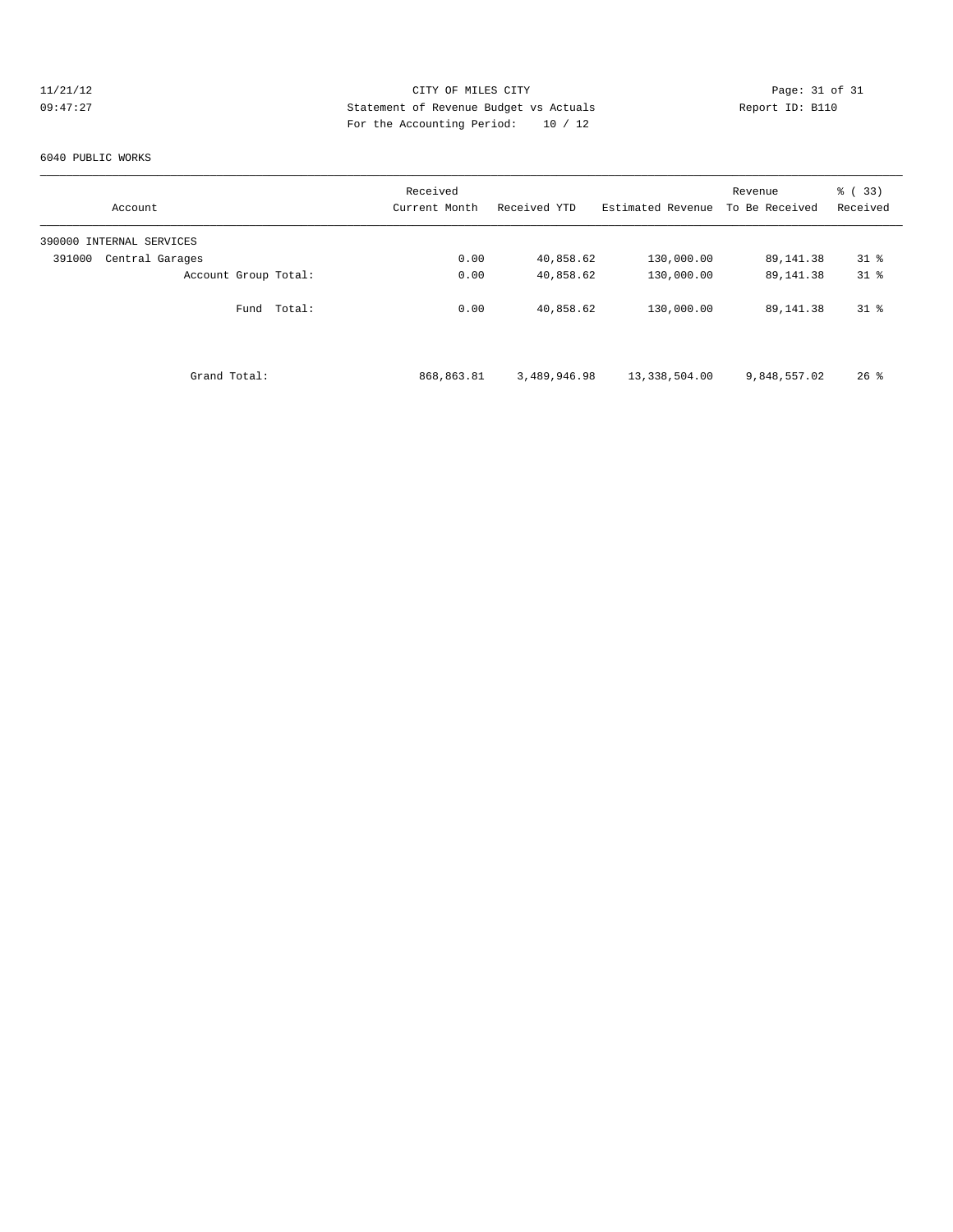CITY OF MILES CITY

Statement of Revenue Budget vs Actuals

For the Accounting Period: 10 / 12

11/21/12
09:47:27

Report ID: B110

6040 PUBLIC WORKS

| Account | Received Current Month | Received YTD | Estimated Revenue | Revenue To Be Received | % ( 33) Received |
|---|---|---|---|---|---|
| 390000 INTERNAL SERVICES | | | | | |
| 391000 Central Garages | 0.00 | 40,858.62 | 130,000.00 | 89,141.38 | 31 % |
| Account Group Total: | 0.00 | 40,858.62 | 130,000.00 | 89,141.38 | 31 % |
| Fund Total: | 0.00 | 40,858.62 | 130,000.00 | 89,141.38 | 31 % |
| Grand Total: | 868,863.81 | 3,489,946.98 | 13,338,504.00 | 9,848,557.02 | 26 % |